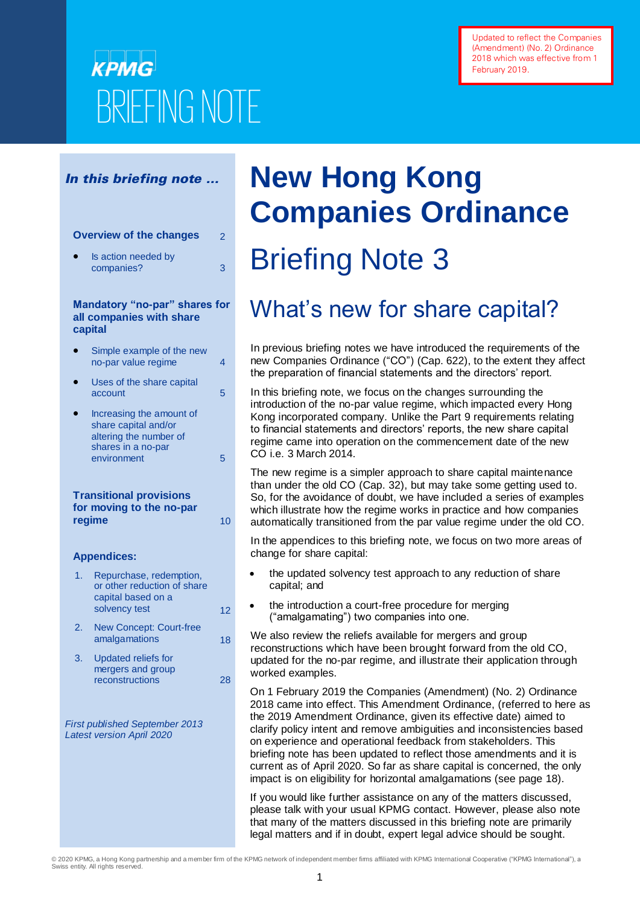KPMG

BRIEFING NOTE

Updated to reflect the Companies (Amendment) (No. 2) Ordinance 2018 which was effective from 1 February 2019.

***In this briefing note …***

**Overview of the changes** 2

- Is action needed by companies? 3

**Mandatory "no-par" shares for all companies with share capital**

- Simple example of the new no-par value regime 4
- Uses of the share capital account 5
- Increasing the amount of share capital and/or altering the number of shares in a no-par environment 5

**Transitional provisions for moving to the no-par regime** 10

**Appendices:**

1. Repurchase, redemption, or other reduction of share capital based on a solvency test 12
2. New Concept: Court-free amalgamations 18
3. Updated reliefs for mergers and group reconstructions 28

*First published September 2013*
*Latest version April 2020*

# New Hong Kong Companies Ordinance

# Briefing Note 3

## What's new for share capital?

In previous briefing notes we have introduced the requirements of the new Companies Ordinance ("CO") (Cap. 622), to the extent they affect the preparation of financial statements and the directors' report.

In this briefing note, we focus on the changes surrounding the introduction of the no-par value regime, which impacted every Hong Kong incorporated company. Unlike the Part 9 requirements relating to financial statements and directors' reports, the new share capital regime came into operation on the commencement date of the new CO i.e. 3 March 2014.

The new regime is a simpler approach to share capital maintenance than under the old CO (Cap. 32), but may take some getting used to. So, for the avoidance of doubt, we have included a series of examples which illustrate how the regime works in practice and how companies automatically transitioned from the par value regime under the old CO.

In the appendices to this briefing note, we focus on two more areas of change for share capital:

- the updated solvency test approach to any reduction of share capital; and
- the introduction a court-free procedure for merging ("amalgamating") two companies into one.

We also review the reliefs available for mergers and group reconstructions which have been brought forward from the old CO, updated for the no-par regime, and illustrate their application through worked examples.

On 1 February 2019 the Companies (Amendment) (No. 2) Ordinance 2018 came into effect. This Amendment Ordinance, (referred to here as the 2019 Amendment Ordinance, given its effective date) aimed to clarify policy intent and remove ambiguities and inconsistencies based on experience and operational feedback from stakeholders. This briefing note has been updated to reflect those amendments and it is current as of April 2020. So far as share capital is concerned, the only impact is on eligibility for horizontal amalgamations (see page 18).

If you would like further assistance on any of the matters discussed, please talk with your usual KPMG contact. However, please also note that many of the matters discussed in this briefing note are primarily legal matters and if in doubt, expert legal advice should be sought.

© 2020 KPMG, a Hong Kong partnership and a member firm of the KPMG network of independent member firms affiliated with KPMG International Cooperative ("KPMG International"), a Swiss entity. All rights reserved.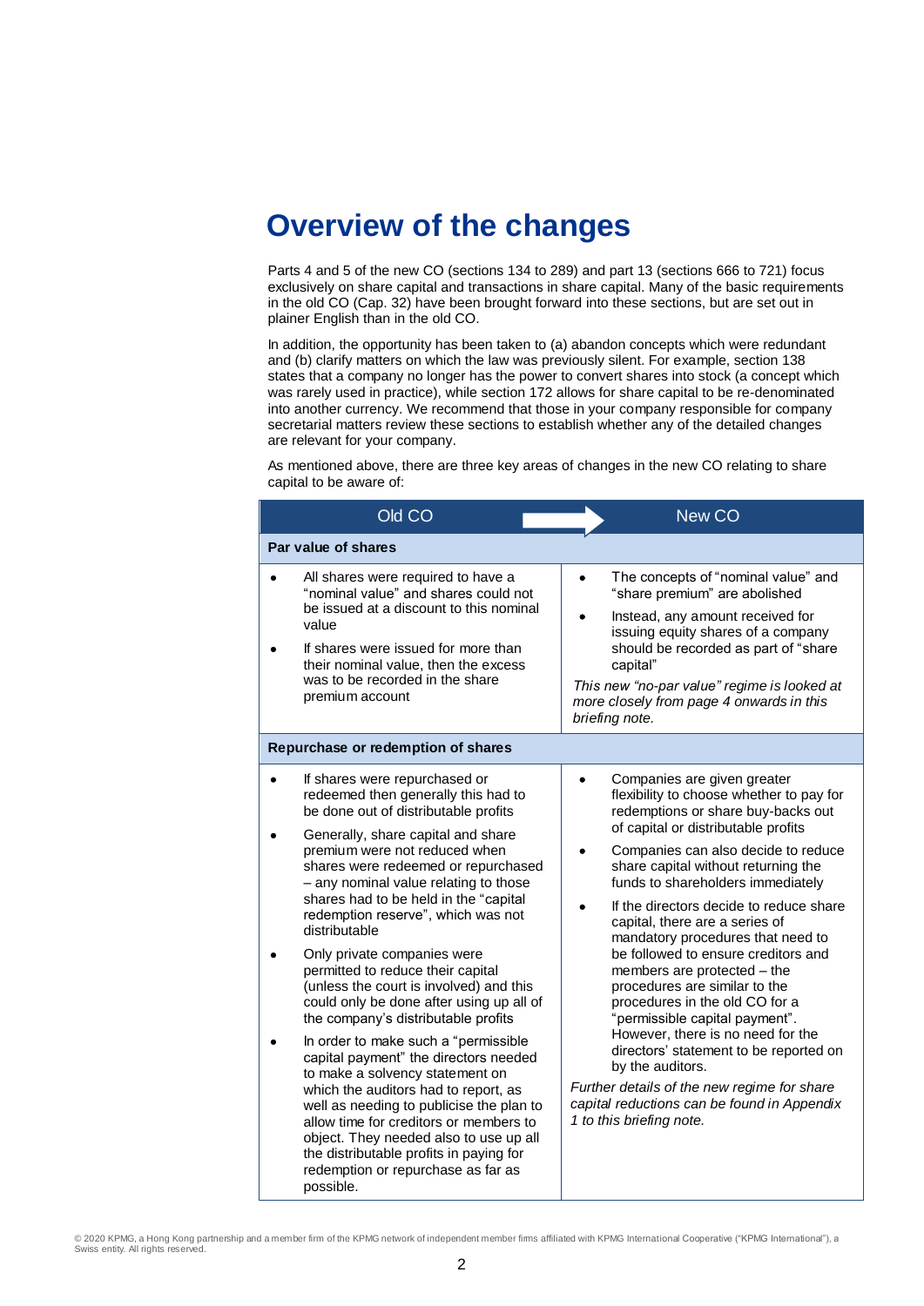# Overview of the changes

Parts 4 and 5 of the new CO (sections 134 to 289) and part 13 (sections 666 to 721) focus exclusively on share capital and transactions in share capital. Many of the basic requirements in the old CO (Cap. 32) have been brought forward into these sections, but are set out in plainer English than in the old CO.

In addition, the opportunity has been taken to (a) abandon concepts which were redundant and (b) clarify matters on which the law was previously silent. For example, section 138 states that a company no longer has the power to convert shares into stock (a concept which was rarely used in practice), while section 172 allows for share capital to be re-denominated into another currency. We recommend that those in your company responsible for company secretarial matters review these sections to establish whether any of the detailed changes are relevant for your company.

As mentioned above, there are three key areas of changes in the new CO relating to share capital to be aware of:

| Old CO | New CO |
| --- | --- |
| **Par value of shares** | |
| • All shares were required to have a "nominal value" and shares could not be issued at a discount to this nominal value<br>• If shares were issued for more than their nominal value, then the excess was to be recorded in the share premium account | • The concepts of "nominal value" and "share premium" are abolished<br>• Instead, any amount received for issuing equity shares of a company should be recorded as part of "share capital"<br>*This new "no-par value" regime is looked at more closely from page 4 onwards in this briefing note.* |
| **Repurchase or redemption of shares** | |
| • If shares were repurchased or redeemed then generally this had to be done out of distributable profits<br>• Generally, share capital and share premium were not reduced when shares were redeemed or repurchased – any nominal value relating to those shares had to be held in the "capital redemption reserve", which was not distributable<br>• Only private companies were permitted to reduce their capital (unless the court is involved) and this could only be done after using up all of the company's distributable profits<br>• In order to make such a "permissible capital payment" the directors needed to make a solvency statement on which the auditors had to report, as well as needing to publicise the plan to allow time for creditors or members to object. They needed also to use up all the distributable profits in paying for redemption or repurchase as far as possible. | • Companies are given greater flexibility to choose whether to pay for redemptions or share buy-backs out of capital or distributable profits<br>• Companies can also decide to reduce share capital without returning the funds to shareholders immediately<br>• If the directors decide to reduce share capital, there are a series of mandatory procedures that need to be followed to ensure creditors and members are protected – the procedures are similar to the procedures in the old CO for a "permissible capital payment". However, there is no need for the directors' statement to be reported on by the auditors.<br>*Further details of the new regime for share capital reductions can be found in Appendix 1 to this briefing note.* |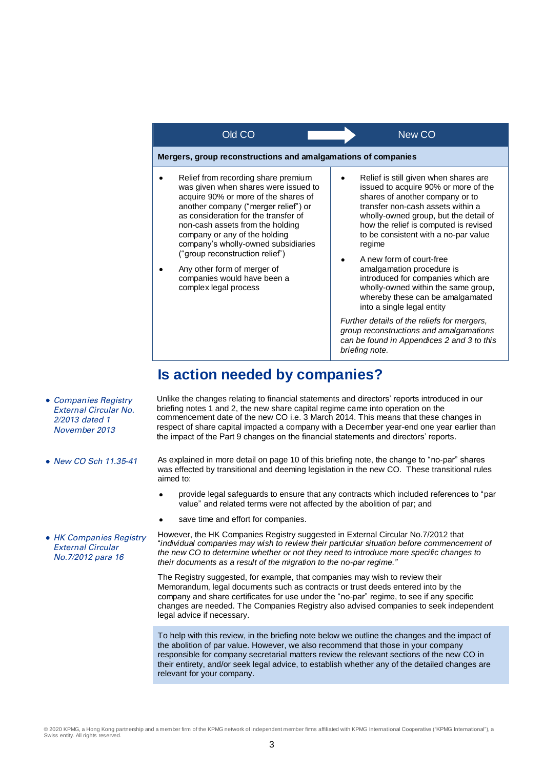| Old CO | New CO |
|---|---|
| **Mergers, group reconstructions and amalgamations of companies** | |
| • Relief from recording share premium was given when shares were issued to acquire 90% or more of the shares of another company ("merger relief") or as consideration for the transfer of non-cash assets from the holding company or any of the holding company's wholly-owned subsidiaries ("group reconstruction relief") <br> • Any other form of merger of companies would have been a complex legal process | • Relief is still given when shares are issued to acquire 90% or more of the shares of another company or to transfer non-cash assets within a wholly-owned group, but the detail of how the relief is computed is revised to be consistent with a no-par value regime <br> • A new form of court-free amalgamation procedure is introduced for companies which are wholly-owned within the same group, whereby these can be amalgamated into a single legal entity <br> *Further details of the reliefs for mergers, group reconstructions and amalgamations can be found in Appendices 2 and 3 to this briefing note.* |

## Is action needed by companies?

- *Companies Registry External Circular No. 2/2013 dated 1 November 2013*

Unlike the changes relating to financial statements and directors' reports introduced in our briefing notes 1 and 2, the new share capital regime came into operation on the commencement date of the new CO i.e. 3 March 2014. This means that these changes in respect of share capital impacted a company with a December year-end one year earlier than the impact of the Part 9 changes on the financial statements and directors' reports.

- *New CO Sch 11.35-41*

As explained in more detail on page 10 of this briefing note, the change to "no-par" shares was effected by transitional and deeming legislation in the new CO. These transitional rules aimed to:

- provide legal safeguards to ensure that any contracts which included references to "par value" and related terms were not affected by the abolition of par; and
- save time and effort for companies.

- *HK Companies Registry External Circular No.7/2012 para 16*

However, the HK Companies Registry suggested in External Circular No.7/2012 that "*individual companies may wish to review their particular situation before commencement of the new CO to determine whether or not they need to introduce more specific changes to their documents as a result of the migration to the no-par regime.*"

The Registry suggested, for example, that companies may wish to review their Memorandum, legal documents such as contracts or trust deeds entered into by the company and share certificates for use under the "no-par" regime, to see if any specific changes are needed. The Companies Registry also advised companies to seek independent legal advice if necessary.

To help with this review, in the briefing note below we outline the changes and the impact of the abolition of par value. However, we also recommend that those in your company responsible for company secretarial matters review the relevant sections of the new CO in their entirety, and/or seek legal advice, to establish whether any of the detailed changes are relevant for your company.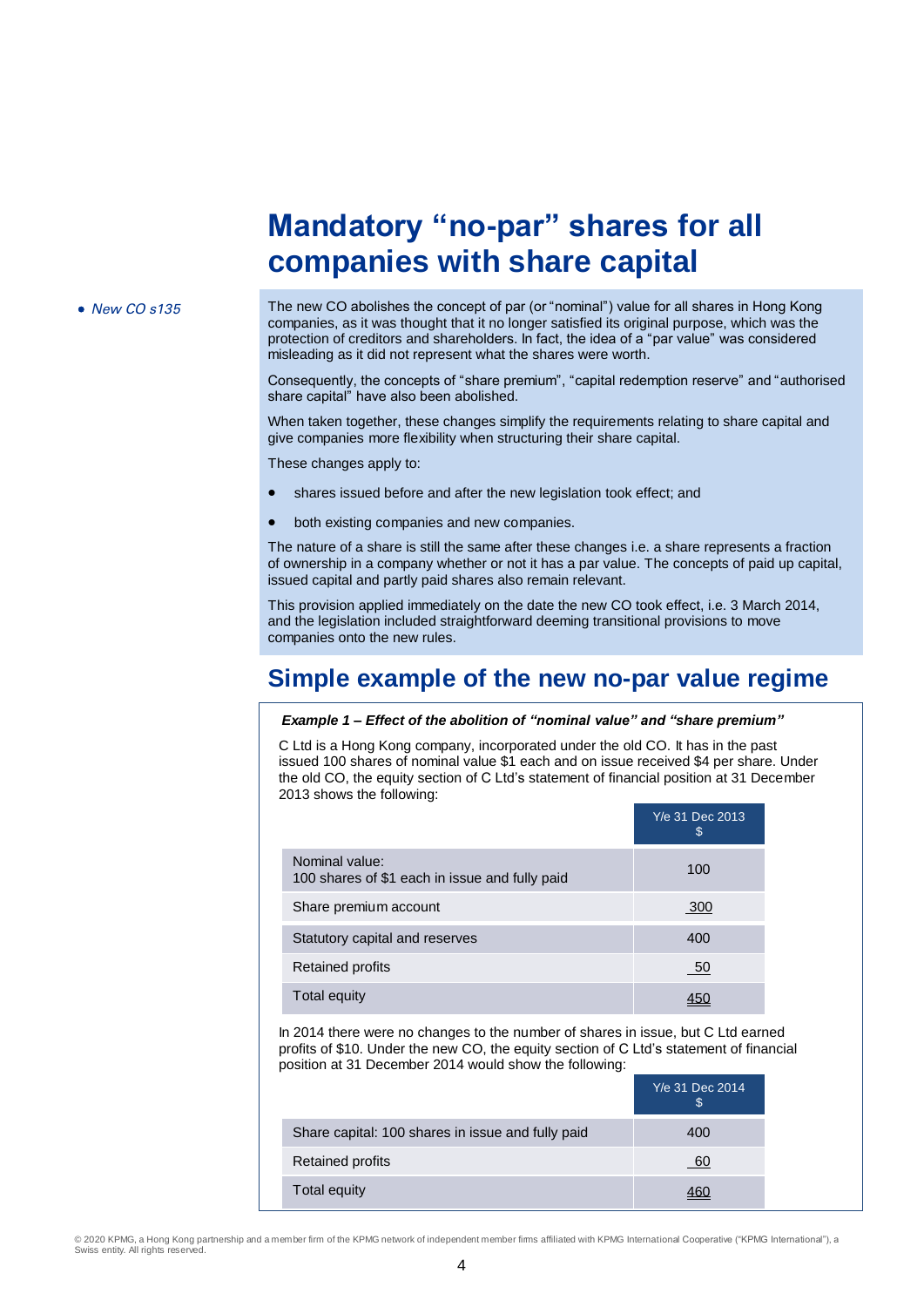# Mandatory "no-par" shares for all companies with share capital

- *New CO s135*

The new CO abolishes the concept of par (or "nominal") value for all shares in Hong Kong companies, as it was thought that it no longer satisfied its original purpose, which was the protection of creditors and shareholders. In fact, the idea of a "par value" was considered misleading as it did not represent what the shares were worth.

Consequently, the concepts of "share premium", "capital redemption reserve" and "authorised share capital" have also been abolished.

When taken together, these changes simplify the requirements relating to share capital and give companies more flexibility when structuring their share capital.

These changes apply to:

- shares issued before and after the new legislation took effect; and
- both existing companies and new companies.

The nature of a share is still the same after these changes i.e. a share represents a fraction of ownership in a company whether or not it has a par value. The concepts of paid up capital, issued capital and partly paid shares also remain relevant.

This provision applied immediately on the date the new CO took effect, i.e. 3 March 2014, and the legislation included straightforward deeming transitional provisions to move companies onto the new rules.

## Simple example of the new no-par value regime

***Example 1 – Effect of the abolition of "nominal value" and "share premium"***

C Ltd is a Hong Kong company, incorporated under the old CO. It has in the past issued 100 shares of nominal value $1 each and on issue received $4 per share. Under the old CO, the equity section of C Ltd's statement of financial position at 31 December 2013 shows the following:

| | Y/e 31 Dec 2013 $ |
|---|---|
| Nominal value: 100 shares of $1 each in issue and fully paid | 100 |
| Share premium account | 300 |
| Statutory capital and reserves | 400 |
| Retained profits | 50 |
| Total equity | 450 |

In 2014 there were no changes to the number of shares in issue, but C Ltd earned profits of $10. Under the new CO, the equity section of C Ltd's statement of financial position at 31 December 2014 would show the following:

| | Y/e 31 Dec 2014 $ |
|---|---|
| Share capital: 100 shares in issue and fully paid | 400 |
| Retained profits | 60 |
| Total equity | 460 |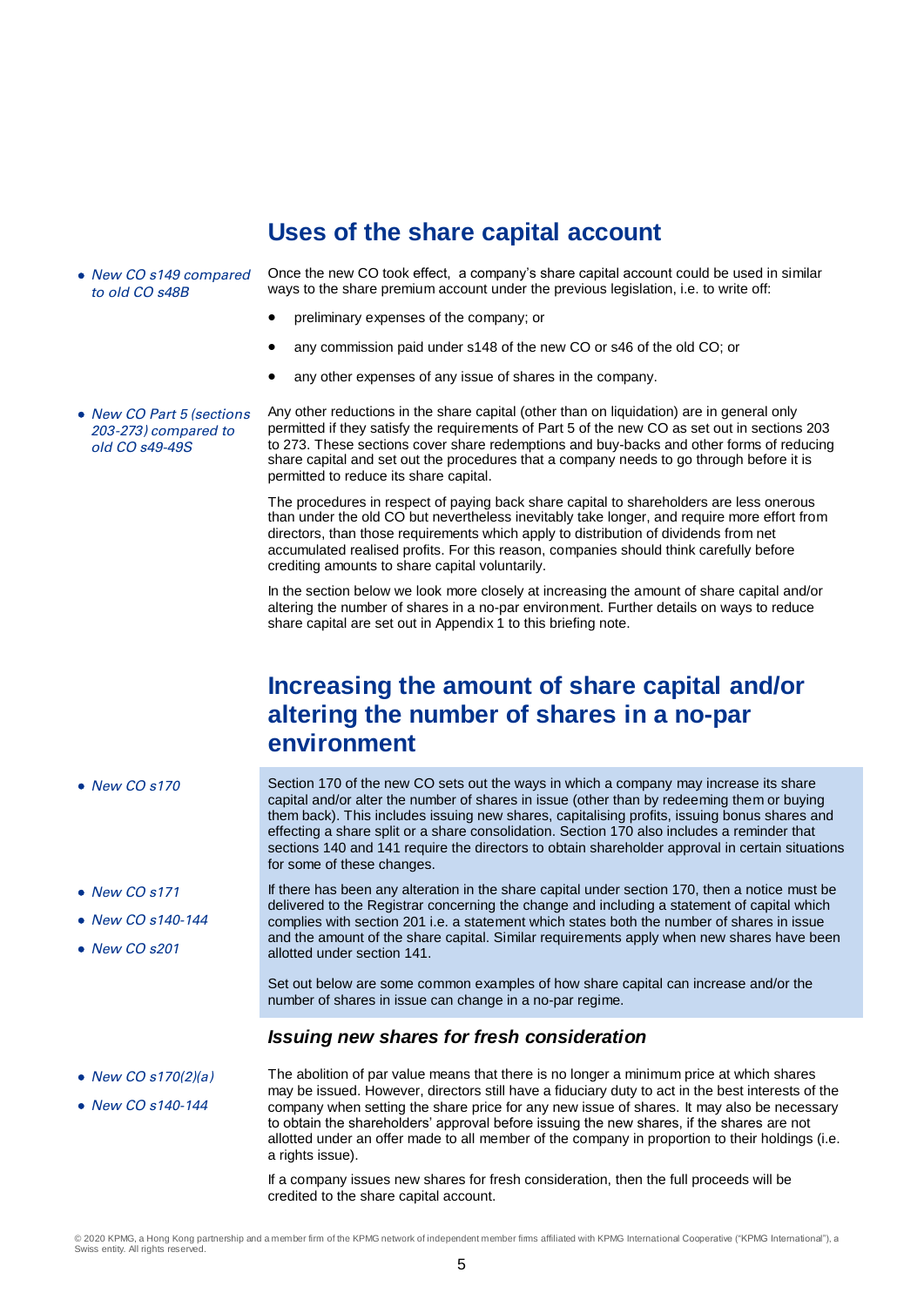## Uses of the share capital account

- *New CO s149 compared to old CO s48B*

Once the new CO took effect, a company's share capital account could be used in similar ways to the share premium account under the previous legislation, i.e. to write off:

- preliminary expenses of the company; or
- any commission paid under s148 of the new CO or s46 of the old CO; or
- any other expenses of any issue of shares in the company.

- *New CO Part 5 (sections 203-273) compared to old CO s49-49S*

Any other reductions in the share capital (other than on liquidation) are in general only permitted if they satisfy the requirements of Part 5 of the new CO as set out in sections 203 to 273. These sections cover share redemptions and buy-backs and other forms of reducing share capital and set out the procedures that a company needs to go through before it is permitted to reduce its share capital.

The procedures in respect of paying back share capital to shareholders are less onerous than under the old CO but nevertheless inevitably take longer, and require more effort from directors, than those requirements which apply to distribution of dividends from net accumulated realised profits. For this reason, companies should think carefully before crediting amounts to share capital voluntarily.

In the section below we look more closely at increasing the amount of share capital and/or altering the number of shares in a no-par environment. Further details on ways to reduce share capital are set out in Appendix 1 to this briefing note.

## Increasing the amount of share capital and/or altering the number of shares in a no-par environment

- *New CO s170*

Section 170 of the new CO sets out the ways in which a company may increase its share capital and/or alter the number of shares in issue (other than by redeeming them or buying them back). This includes issuing new shares, capitalising profits, issuing bonus shares and effecting a share split or a share consolidation. Section 170 also includes a reminder that sections 140 and 141 require the directors to obtain shareholder approval in certain situations for some of these changes.

- *New CO s171*
- *New CO s140-144*
- *New CO s201*

If there has been any alteration in the share capital under section 170, then a notice must be delivered to the Registrar concerning the change and including a statement of capital which complies with section 201 i.e. a statement which states both the number of shares in issue and the amount of the share capital. Similar requirements apply when new shares have been allotted under section 141.

Set out below are some common examples of how share capital can increase and/or the number of shares in issue can change in a no-par regime.

### *Issuing new shares for fresh consideration*

- *New CO s170(2)(a)*
- *New CO s140-144*

The abolition of par value means that there is no longer a minimum price at which shares may be issued. However, directors still have a fiduciary duty to act in the best interests of the company when setting the share price for any new issue of shares. It may also be necessary to obtain the shareholders' approval before issuing the new shares, if the shares are not allotted under an offer made to all member of the company in proportion to their holdings (i.e. a rights issue).

If a company issues new shares for fresh consideration, then the full proceeds will be credited to the share capital account.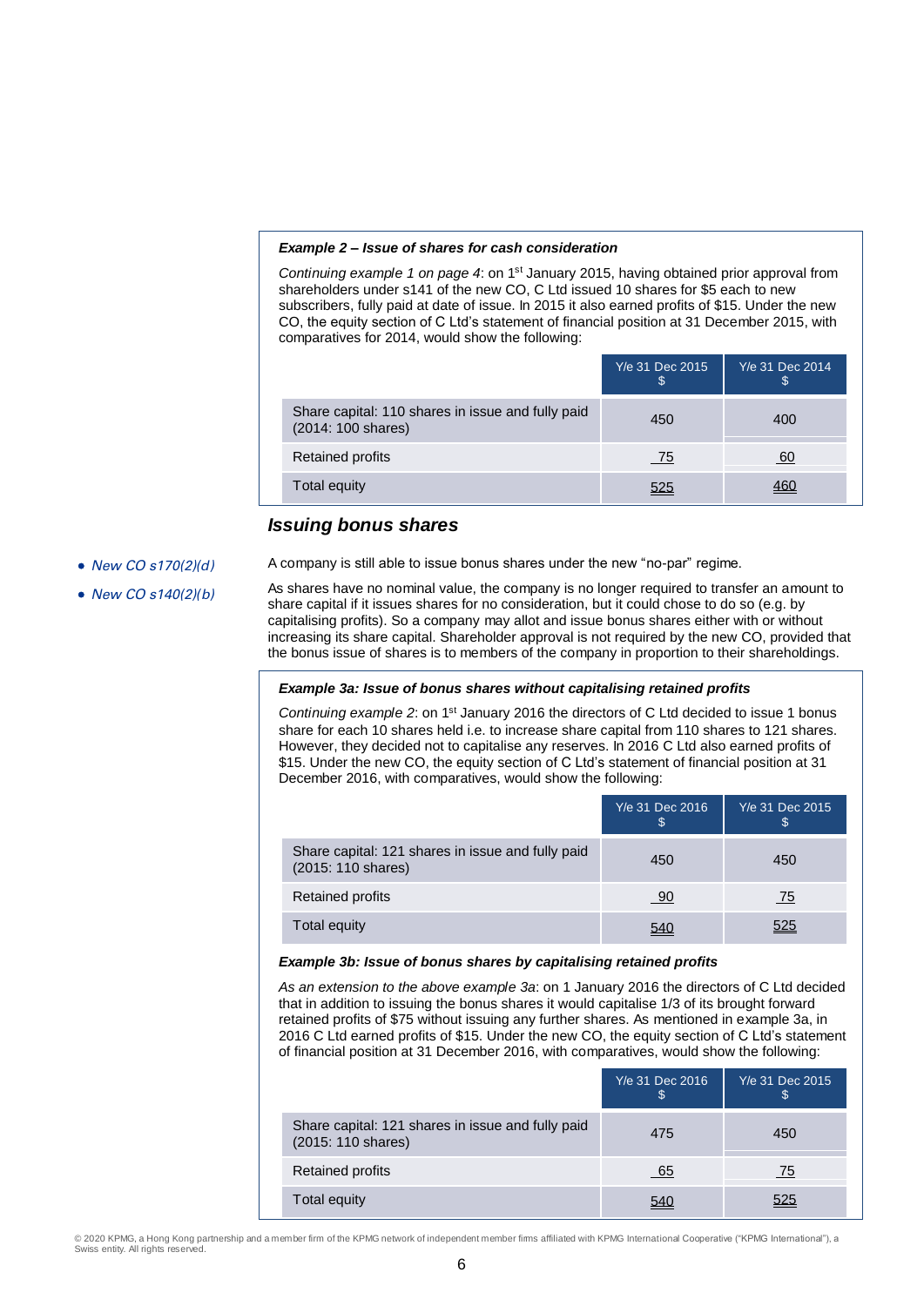**_Example 2 – Issue of shares for cash consideration_**

*Continuing example 1 on page 4*: on 1st January 2015, having obtained prior approval from shareholders under s141 of the new CO, C Ltd issued 10 shares for $5 each to new subscribers, fully paid at date of issue. In 2015 it also earned profits of $15. Under the new CO, the equity section of C Ltd's statement of financial position at 31 December 2015, with comparatives for 2014, would show the following:

| | Y/e 31 Dec 2015 $ | Y/e 31 Dec 2014 $ |
|---|---|---|
| Share capital: 110 shares in issue and fully paid (2014: 100 shares) | 450 | 400 |
| Retained profits | 75 | 60 |
| Total equity | 525 | 460 |

## Issuing bonus shares

- *New CO s170(2)(d)*
- *New CO s140(2)(b)*

A company is still able to issue bonus shares under the new "no-par" regime.

As shares have no nominal value, the company is no longer required to transfer an amount to share capital if it issues shares for no consideration, but it could chose to do so (e.g. by capitalising profits). So a company may allot and issue bonus shares either with or without increasing its share capital. Shareholder approval is not required by the new CO, provided that the bonus issue of shares is to members of the company in proportion to their shareholdings.

**_Example 3a: Issue of bonus shares without capitalising retained profits_**

*Continuing example 2*: on 1st January 2016 the directors of C Ltd decided to issue 1 bonus share for each 10 shares held i.e. to increase share capital from 110 shares to 121 shares. However, they decided not to capitalise any reserves. In 2016 C Ltd also earned profits of $15. Under the new CO, the equity section of C Ltd's statement of financial position at 31 December 2016, with comparatives, would show the following:

| | Y/e 31 Dec 2016 $ | Y/e 31 Dec 2015 $ |
|---|---|---|
| Share capital: 121 shares in issue and fully paid (2015: 110 shares) | 450 | 450 |
| Retained profits | 90 | 75 |
| Total equity | 540 | 525 |

**_Example 3b: Issue of bonus shares by capitalising retained profits_**

*As an extension to the above example 3a*: on 1 January 2016 the directors of C Ltd decided that in addition to issuing the bonus shares it would capitalise 1/3 of its brought forward retained profits of $75 without issuing any further shares. As mentioned in example 3a, in 2016 C Ltd earned profits of $15. Under the new CO, the equity section of C Ltd's statement of financial position at 31 December 2016, with comparatives, would show the following:

| | Y/e 31 Dec 2016 $ | Y/e 31 Dec 2015 $ |
|---|---|---|
| Share capital: 121 shares in issue and fully paid (2015: 110 shares) | 475 | 450 |
| Retained profits | 65 | 75 |
| Total equity | 540 | 525 |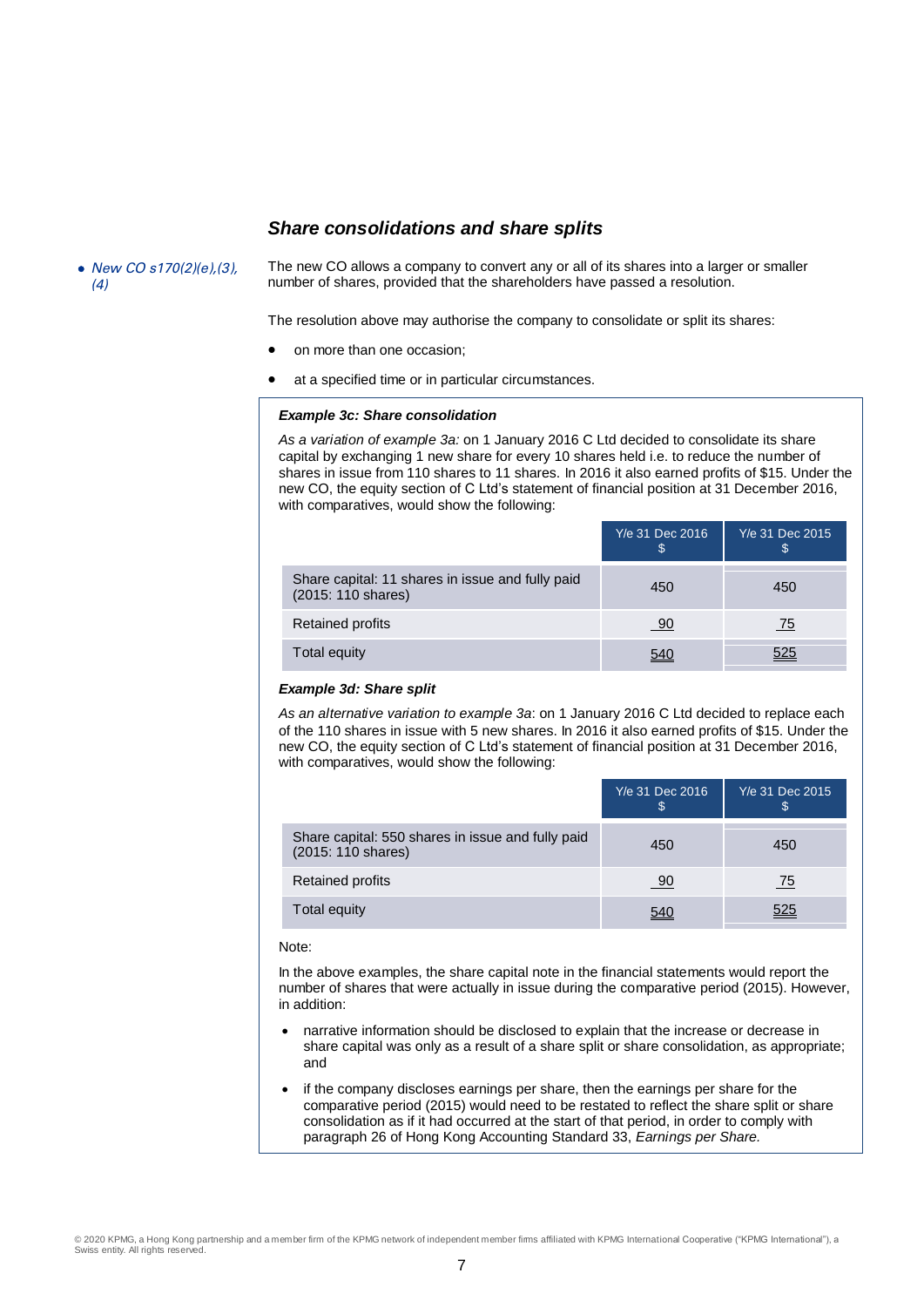### *Share consolidations and share splits*

*• New CO s170(2)(e),(3),(4)*

The new CO allows a company to convert any or all of its shares into a larger or smaller number of shares, provided that the shareholders have passed a resolution.

The resolution above may authorise the company to consolidate or split its shares:

- on more than one occasion;
- at a specified time or in particular circumstances.

***Example 3c: Share consolidation***

*As a variation of example 3a:* on 1 January 2016 C Ltd decided to consolidate its share capital by exchanging 1 new share for every 10 shares held i.e. to reduce the number of shares in issue from 110 shares to 11 shares. In 2016 it also earned profits of $15. Under the new CO, the equity section of C Ltd's statement of financial position at 31 December 2016, with comparatives, would show the following:

| | Y/e 31 Dec 2016 $ | Y/e 31 Dec 2015 $ |
|---|---|---|
| Share capital: 11 shares in issue and fully paid (2015: 110 shares) | 450 | 450 |
| Retained profits | 90 | 75 |
| Total equity | 540 | 525 |

***Example 3d: Share split***

*As an alternative variation to example 3a*: on 1 January 2016 C Ltd decided to replace each of the 110 shares in issue with 5 new shares. In 2016 it also earned profits of $15. Under the new CO, the equity section of C Ltd's statement of financial position at 31 December 2016, with comparatives, would show the following:

| | Y/e 31 Dec 2016 $ | Y/e 31 Dec 2015 $ |
|---|---|---|
| Share capital: 550 shares in issue and fully paid (2015: 110 shares) | 450 | 450 |
| Retained profits | 90 | 75 |
| Total equity | 540 | 525 |

Note:

In the above examples, the share capital note in the financial statements would report the number of shares that were actually in issue during the comparative period (2015). However, in addition:

- narrative information should be disclosed to explain that the increase or decrease in share capital was only as a result of a share split or share consolidation, as appropriate; and
- if the company discloses earnings per share, then the earnings per share for the comparative period (2015) would need to be restated to reflect the share split or share consolidation as if it had occurred at the start of that period, in order to comply with paragraph 26 of Hong Kong Accounting Standard 33, *Earnings per Share.*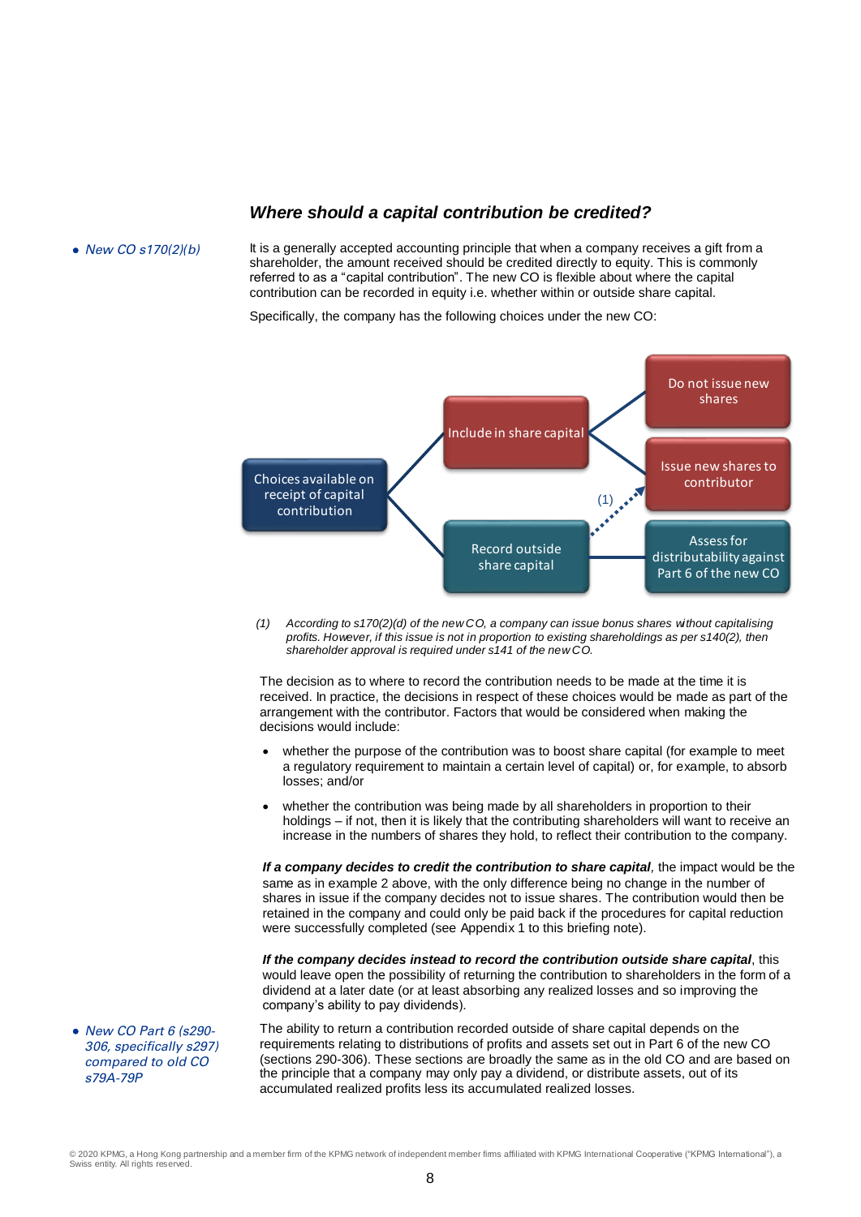### Where should a capital contribution be credited?

- *New CO s170(2)(b)*

It is a generally accepted accounting principle that when a company receives a gift from a shareholder, the amount received should be credited directly to equity. This is commonly referred to as a "capital contribution". The new CO is flexible about where the capital contribution can be recorded in equity i.e. whether within or outside share capital.

Specifically, the company has the following choices under the new CO:

- Choices available on receipt of capital contribution
  - Include in share capital
    - Do not issue new shares
    - Issue new shares to contributor
  - Record outside share capital
    - Assess for distributability against Part 6 of the new CO
    - (1) Issue new shares to contributor

*(1) According to s170(2)(d) of the new CO, a company can issue bonus shares without capitalising profits. However, if this issue is not in proportion to existing shareholdings as per s140(2), then shareholder approval is required under s141 of the new CO.*

The decision as to where to record the contribution needs to be made at the time it is received. In practice, the decisions in respect of these choices would be made as part of the arrangement with the contributor. Factors that would be considered when making the decisions would include:

- whether the purpose of the contribution was to boost share capital (for example to meet a regulatory requirement to maintain a certain level of capital) or, for example, to absorb losses; and/or
- whether the contribution was being made by all shareholders in proportion to their holdings – if not, then it is likely that the contributing shareholders will want to receive an increase in the numbers of shares they hold, to reflect their contribution to the company.

***If a company decides to credit the contribution to share capital***, the impact would be the same as in example 2 above, with the only difference being no change in the number of shares in issue if the company decides not to issue shares. The contribution would then be retained in the company and could only be paid back if the procedures for capital reduction were successfully completed (see Appendix 1 to this briefing note).

***If the company decides instead to record the contribution outside share capital***, this would leave open the possibility of returning the contribution to shareholders in the form of a dividend at a later date (or at least absorbing any realized losses and so improving the company's ability to pay dividends).

- *New CO Part 6 (s290-306, specifically s297) compared to old CO s79A-79P*

The ability to return a contribution recorded outside of share capital depends on the requirements relating to distributions of profits and assets set out in Part 6 of the new CO (sections 290-306). These sections are broadly the same as in the old CO and are based on the principle that a company may only pay a dividend, or distribute assets, out of its accumulated realized profits less its accumulated realized losses.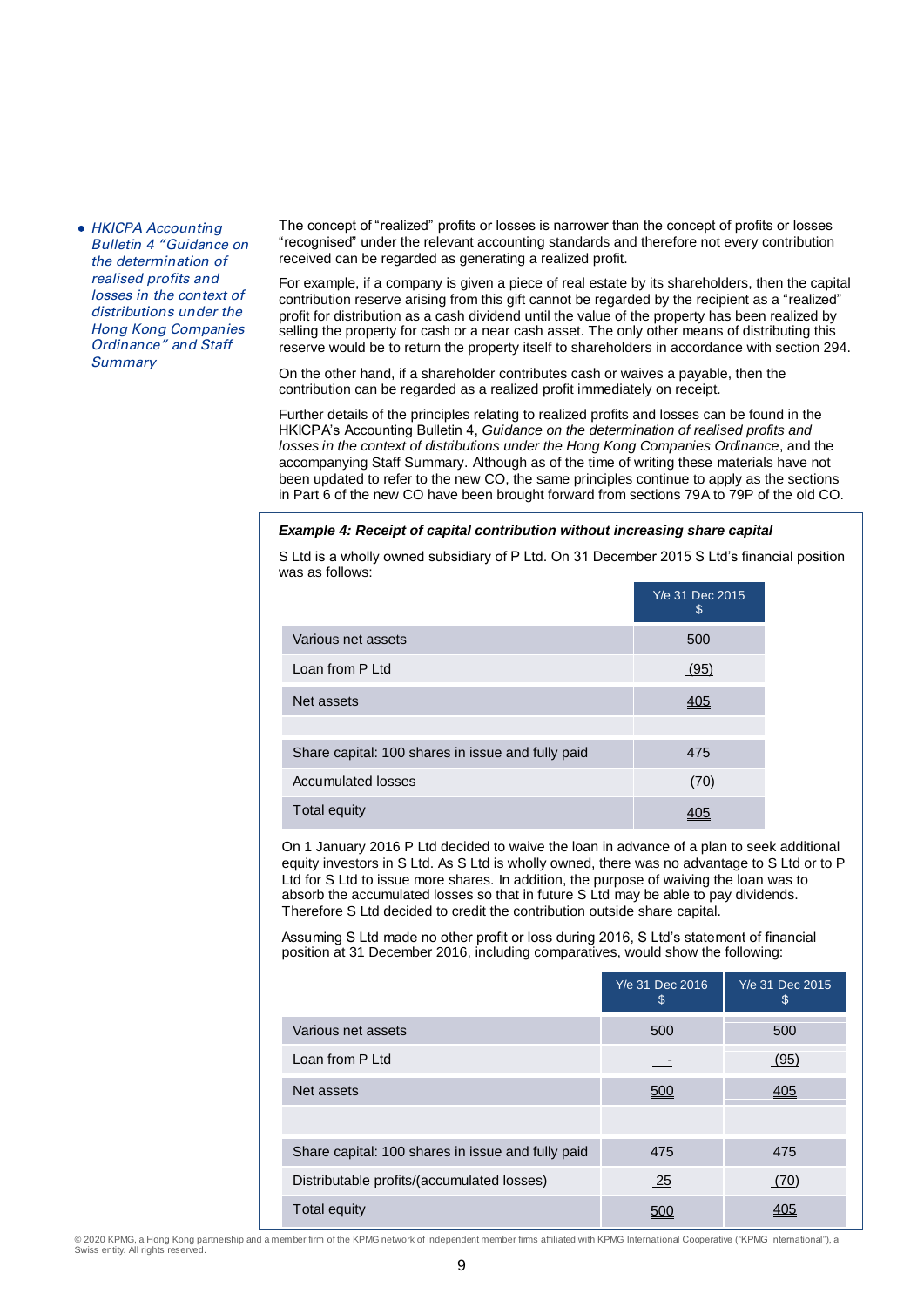- *HKICPA Accounting Bulletin 4 "Guidance on the determination of realised profits and losses in the context of distributions under the Hong Kong Companies Ordinance" and Staff Summary*

The concept of "realized" profits or losses is narrower than the concept of profits or losses "recognised" under the relevant accounting standards and therefore not every contribution received can be regarded as generating a realized profit.

For example, if a company is given a piece of real estate by its shareholders, then the capital contribution reserve arising from this gift cannot be regarded by the recipient as a "realized" profit for distribution as a cash dividend until the value of the property has been realized by selling the property for cash or a near cash asset. The only other means of distributing this reserve would be to return the property itself to shareholders in accordance with section 294.

On the other hand, if a shareholder contributes cash or waives a payable, then the contribution can be regarded as a realized profit immediately on receipt.

Further details of the principles relating to realized profits and losses can be found in the HKICPA's Accounting Bulletin 4, *Guidance on the determination of realised profits and losses in the context of distributions under the Hong Kong Companies Ordinance*, and the accompanying Staff Summary. Although as of the time of writing these materials have not been updated to refer to the new CO, the same principles continue to apply as the sections in Part 6 of the new CO have been brought forward from sections 79A to 79P of the old CO.

***Example 4: Receipt of capital contribution without increasing share capital***

S Ltd is a wholly owned subsidiary of P Ltd. On 31 December 2015 S Ltd's financial position was as follows:

| | Y/e 31 Dec 2015 $ |
|---|---|
| Various net assets | 500 |
| Loan from P Ltd | (95) |
| Net assets | 405 |
| | |
| Share capital: 100 shares in issue and fully paid | 475 |
| Accumulated losses | (70) |
| Total equity | 405 |

On 1 January 2016 P Ltd decided to waive the loan in advance of a plan to seek additional equity investors in S Ltd. As S Ltd is wholly owned, there was no advantage to S Ltd or to P Ltd for S Ltd to issue more shares. In addition, the purpose of waiving the loan was to absorb the accumulated losses so that in future S Ltd may be able to pay dividends. Therefore S Ltd decided to credit the contribution outside share capital.

Assuming S Ltd made no other profit or loss during 2016, S Ltd's statement of financial position at 31 December 2016, including comparatives, would show the following:

| | Y/e 31 Dec 2016 $ | Y/e 31 Dec 2015 $ |
|---|---|---|
| Various net assets | 500 | 500 |
| Loan from P Ltd | - | (95) |
| Net assets | 500 | 405 |
| | | |
| Share capital: 100 shares in issue and fully paid | 475 | 475 |
| Distributable profits/(accumulated losses) | 25 | (70) |
| Total equity | 500 | 405 |

© 2020 KPMG, a Hong Kong partnership and a member firm of the KPMG network of independent member firms affiliated with KPMG International Cooperative ("KPMG International"), a Swiss entity. All rights reserved.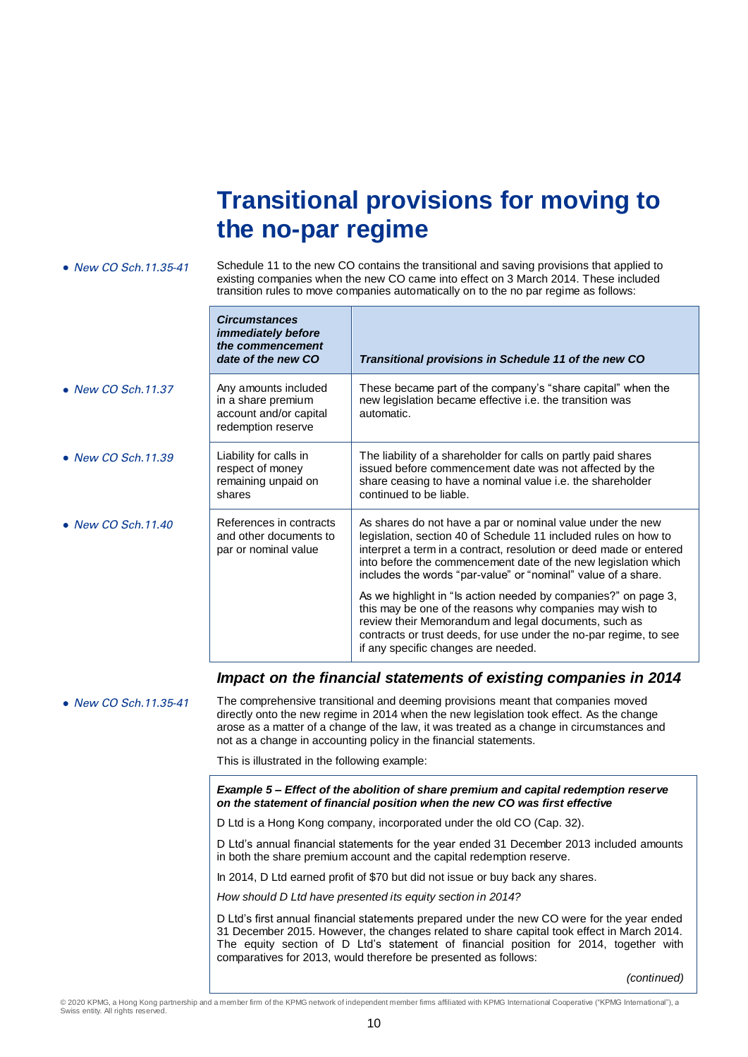# Transitional provisions for moving to the no-par regime

*• New CO Sch.11.35-41*

Schedule 11 to the new CO contains the transitional and saving provisions that applied to existing companies when the new CO came into effect on 3 March 2014. These included transition rules to move companies automatically on to the no par regime as follows:

| | *Circumstances immediately before the commencement date of the new CO* | *Transitional provisions in Schedule 11 of the new CO* |
|---|---|---|
| *• New CO Sch.11.37* | Any amounts included in a share premium account and/or capital redemption reserve | These became part of the company's "share capital" when the new legislation became effective i.e. the transition was automatic. |
| *• New CO Sch.11.39* | Liability for calls in respect of money remaining unpaid on shares | The liability of a shareholder for calls on partly paid shares issued before commencement date was not affected by the share ceasing to have a nominal value i.e. the shareholder continued to be liable. |
| *• New CO Sch.11.40* | References in contracts and other documents to par or nominal value | As shares do not have a par or nominal value under the new legislation, section 40 of Schedule 11 included rules on how to interpret a term in a contract, resolution or deed made or entered into before the commencement date of the new legislation which includes the words "par-value" or "nominal" value of a share.<br><br>As we highlight in "Is action needed by companies?" on page 3, this may be one of the reasons why companies may wish to review their Memorandum and legal documents, such as contracts or trust deeds, for use under the no-par regime, to see if any specific changes are needed. |

### *Impact on the financial statements of existing companies in 2014*

*• New CO Sch.11.35-41*

The comprehensive transitional and deeming provisions meant that companies moved directly onto the new regime in 2014 when the new legislation took effect. As the change arose as a matter of a change of the law, it was treated as a change in circumstances and not as a change in accounting policy in the financial statements.

This is illustrated in the following example:

***Example 5 – Effect of the abolition of share premium and capital redemption reserve on the statement of financial position when the new CO was first effective***

D Ltd is a Hong Kong company, incorporated under the old CO (Cap. 32).

D Ltd's annual financial statements for the year ended 31 December 2013 included amounts in both the share premium account and the capital redemption reserve.

In 2014, D Ltd earned profit of $70 but did not issue or buy back any shares.

*How should D Ltd have presented its equity section in 2014?*

D Ltd's first annual financial statements prepared under the new CO were for the year ended 31 December 2015. However, the changes related to share capital took effect in March 2014. The equity section of D Ltd's statement of financial position for 2014, together with comparatives for 2013, would therefore be presented as follows:

*(continued)*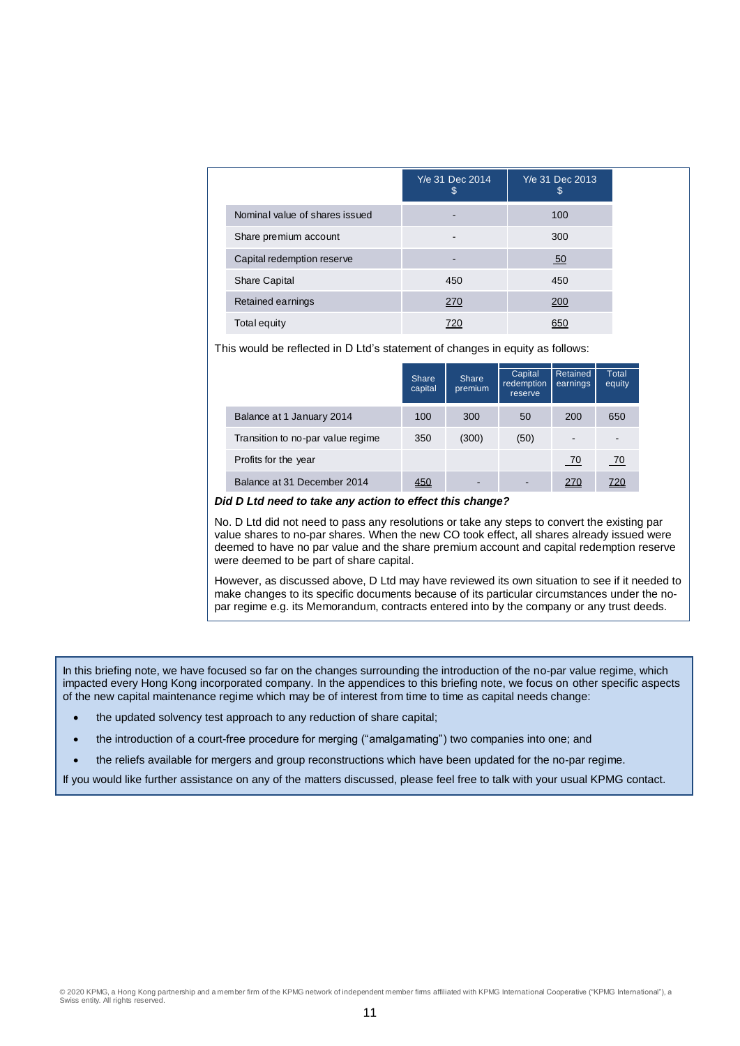| | Y/e 31 Dec 2014 $ | Y/e 31 Dec 2013 $ |
|---|---|---|
| Nominal value of shares issued | - | 100 |
| Share premium account | - | 300 |
| Capital redemption reserve | - | 50 |
| Share Capital | 450 | 450 |
| Retained earnings | 270 | 200 |
| Total equity | 720 | 650 |

This would be reflected in D Ltd's statement of changes in equity as follows:

| | Share capital | Share premium | Capital redemption reserve | Retained earnings | Total equity |
|---|---|---|---|---|---|
| Balance at 1 January 2014 | 100 | 300 | 50 | 200 | 650 |
| Transition to no-par value regime | 350 | (300) | (50) | - | - |
| Profits for the year | | | | 70 | 70 |
| Balance at 31 December 2014 | 450 | - | - | 270 | 720 |

***Did D Ltd need to take any action to effect this change?***

No. D Ltd did not need to pass any resolutions or take any steps to convert the existing par value shares to no-par shares. When the new CO took effect, all shares already issued were deemed to have no par value and the share premium account and capital redemption reserve were deemed to be part of share capital.

However, as discussed above, D Ltd may have reviewed its own situation to see if it needed to make changes to its specific documents because of its particular circumstances under the no-par regime e.g. its Memorandum, contracts entered into by the company or any trust deeds.

In this briefing note, we have focused so far on the changes surrounding the introduction of the no-par value regime, which impacted every Hong Kong incorporated company. In the appendices to this briefing note, we focus on other specific aspects of the new capital maintenance regime which may be of interest from time to time as capital needs change:

- the updated solvency test approach to any reduction of share capital;
- the introduction of a court-free procedure for merging ("amalgamating") two companies into one; and
- the reliefs available for mergers and group reconstructions which have been updated for the no-par regime.

If you would like further assistance on any of the matters discussed, please feel free to talk with your usual KPMG contact.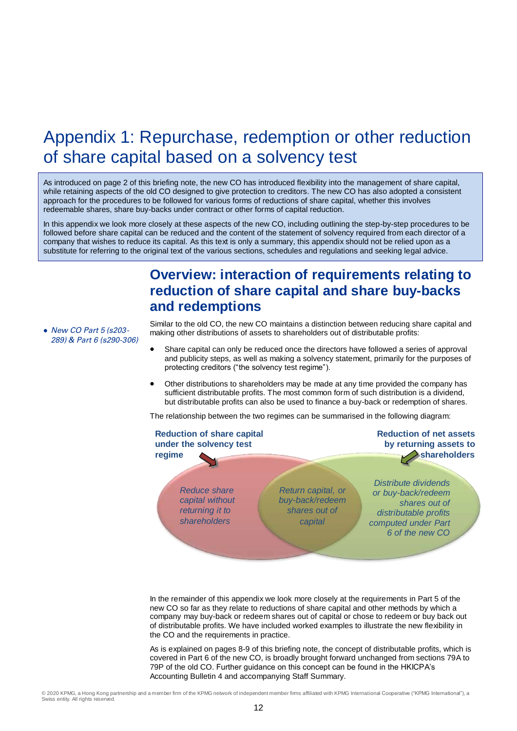# Appendix 1: Repurchase, redemption or other reduction of share capital based on a solvency test

As introduced on page 2 of this briefing note, the new CO has introduced flexibility into the management of share capital, while retaining aspects of the old CO designed to give protection to creditors. The new CO has also adopted a consistent approach for the procedures to be followed for various forms of reductions of share capital, whether this involves redeemable shares, share buy-backs under contract or other forms of capital reduction.

In this appendix we look more closely at these aspects of the new CO, including outlining the step-by-step procedures to be followed before share capital can be reduced and the content of the statement of solvency required from each director of a company that wishes to reduce its capital. As this text is only a summary, this appendix should not be relied upon as a substitute for referring to the original text of the various sections, schedules and regulations and seeking legal advice.

## Overview: interaction of requirements relating to reduction of share capital and share buy-backs and redemptions

- *New CO Part 5 (s203-289) & Part 6 (s290-306)*

Similar to the old CO, the new CO maintains a distinction between reducing share capital and making other distributions of assets to shareholders out of distributable profits:

- Share capital can only be reduced once the directors have followed a series of approval and publicity steps, as well as making a solvency statement, primarily for the purposes of protecting creditors ("the solvency test regime").
- Other distributions to shareholders may be made at any time provided the company has sufficient distributable profits. The most common form of such distribution is a dividend, but distributable profits can also be used to finance a buy-back or redemption of shares.

The relationship between the two regimes can be summarised in the following diagram:

**Reduction of share capital under the solvency test regime**

**Reduction of net assets by returning assets to shareholders**

*Reduce share capital without returning it to shareholders*

*Return capital, or buy-back/redeem shares out of capital*

*Distribute dividends or buy-back/redeem shares out of distributable profits computed under Part 6 of the new CO*

In the remainder of this appendix we look more closely at the requirements in Part 5 of the new CO so far as they relate to reductions of share capital and other methods by which a company may buy-back or redeem shares out of capital or chose to redeem or buy back out of distributable profits. We have included worked examples to illustrate the new flexibility in the CO and the requirements in practice.

As is explained on pages 8-9 of this briefing note, the concept of distributable profits, which is covered in Part 6 of the new CO, is broadly brought forward unchanged from sections 79A to 79P of the old CO. Further guidance on this concept can be found in the HKICPA's Accounting Bulletin 4 and accompanying Staff Summary.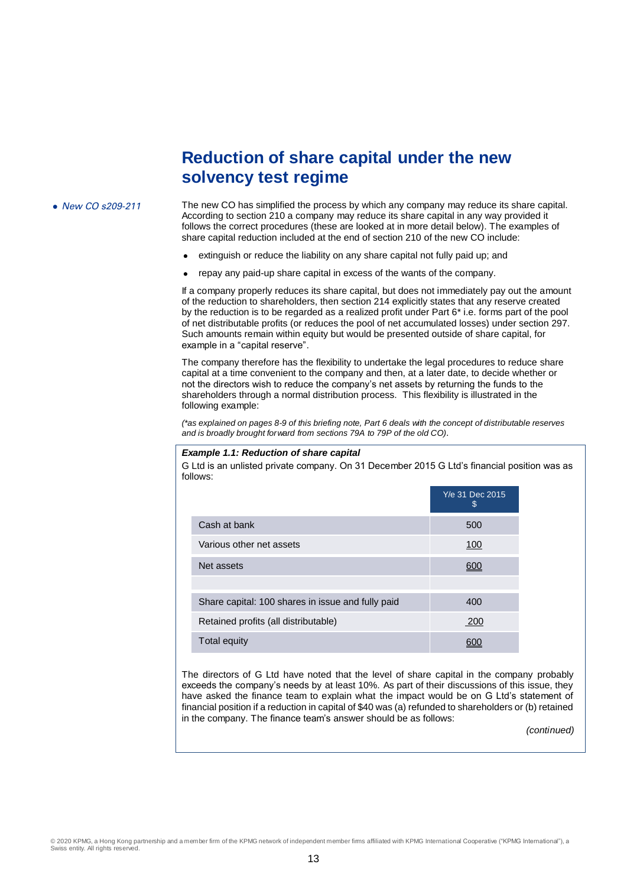# Reduction of share capital under the new solvency test regime

*• New CO s209-211*

The new CO has simplified the process by which any company may reduce its share capital. According to section 210 a company may reduce its share capital in any way provided it follows the correct procedures (these are looked at in more detail below). The examples of share capital reduction included at the end of section 210 of the new CO include:

- extinguish or reduce the liability on any share capital not fully paid up; and
- repay any paid-up share capital in excess of the wants of the company.

If a company properly reduces its share capital, but does not immediately pay out the amount of the reduction to shareholders, then section 214 explicitly states that any reserve created by the reduction is to be regarded as a realized profit under Part 6* i.e. forms part of the pool of net distributable profits (or reduces the pool of net accumulated losses) under section 297. Such amounts remain within equity but would be presented outside of share capital, for example in a "capital reserve".

The company therefore has the flexibility to undertake the legal procedures to reduce share capital at a time convenient to the company and then, at a later date, to decide whether or not the directors wish to reduce the company's net assets by returning the funds to the shareholders through a normal distribution process. This flexibility is illustrated in the following example:

*(*as explained on pages 8-9 of this briefing note, Part 6 deals with the concept of distributable reserves and is broadly brought forward from sections 79A to 79P of the old CO).*

***Example 1.1: Reduction of share capital***

G Ltd is an unlisted private company. On 31 December 2015 G Ltd's financial position was as follows:

| | Y/e 31 Dec 2015 $ |
|---|---|
| Cash at bank | 500 |
| Various other net assets | 100 |
| Net assets | 600 |
| | |
| Share capital: 100 shares in issue and fully paid | 400 |
| Retained profits (all distributable) | 200 |
| Total equity | 600 |

The directors of G Ltd have noted that the level of share capital in the company probably exceeds the company's needs by at least 10%. As part of their discussions of this issue, they have asked the finance team to explain what the impact would be on G Ltd's statement of financial position if a reduction in capital of $40 was (a) refunded to shareholders or (b) retained in the company. The finance team's answer should be as follows:

*(continued)*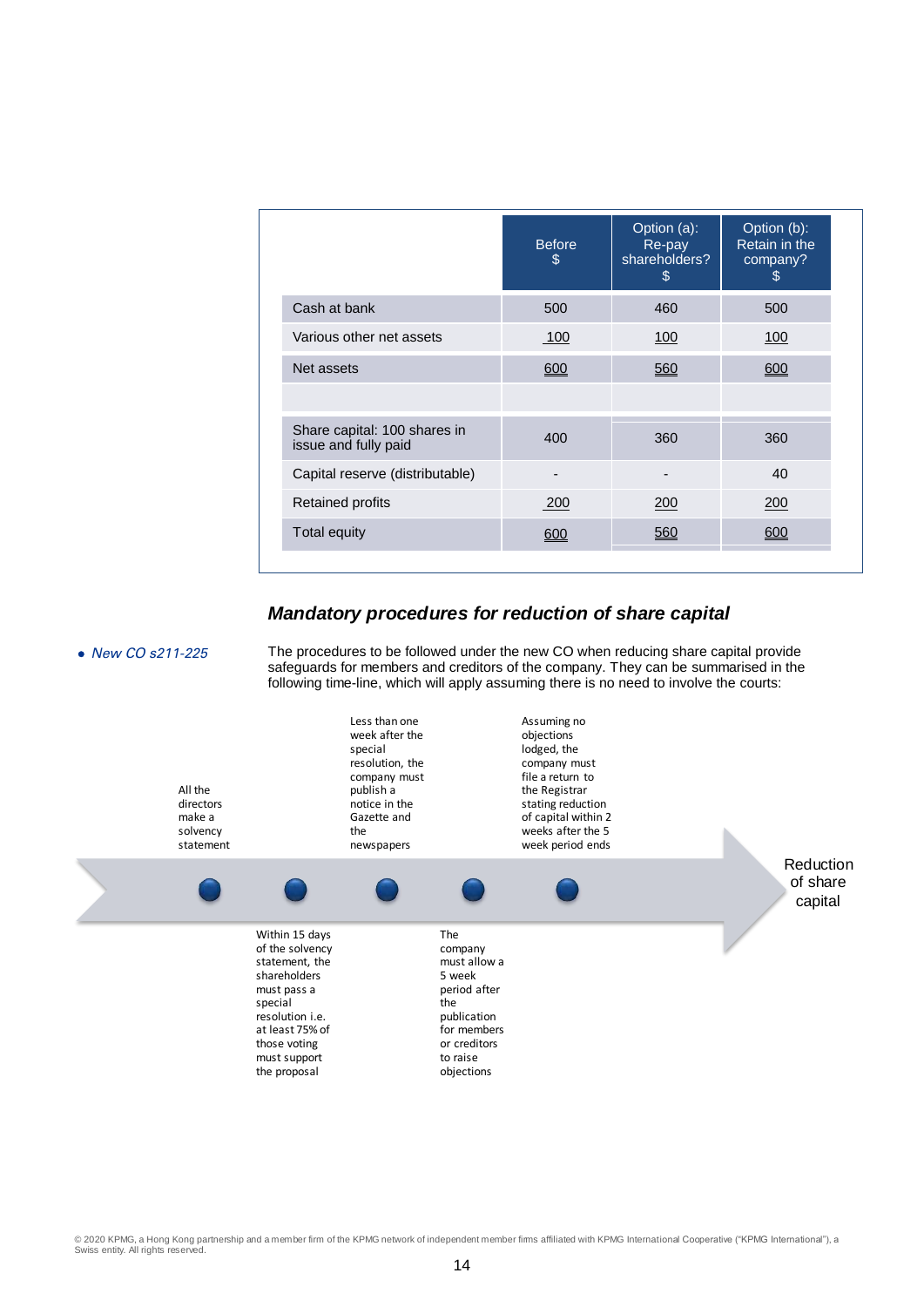| | Before<br>$ | Option (a):<br>Re-pay shareholders?<br>$ | Option (b):<br>Retain in the company?<br>$ |
|---|---|---|---|
| Cash at bank | 500 | 460 | 500 |
| Various other net assets | 100 | 100 | 100 |
| Net assets | 600 | 560 | 600 |
| | | | |
| Share capital: 100 shares in issue and fully paid | 400 | 360 | 360 |
| Capital reserve (distributable) | - | - | 40 |
| Retained profits | 200 | 200 | 200 |
| Total equity | 600 | 560 | 600 |

### *Mandatory procedures for reduction of share capital*

- *New CO s211-225*

The procedures to be followed under the new CO when reducing share capital provide safeguards for members and creditors of the company. They can be summarised in the following time-line, which will apply assuming there is no need to involve the courts:

1. All the directors make a solvency statement
2. Within 15 days of the solvency statement, the shareholders must pass a special resolution i.e. at least 75% of those voting must support the proposal
3. Less than one week after the special resolution, the company must publish a notice in the Gazette and the newspapers
4. The company must allow a 5 week period after the publication for members or creditors to raise objections
5. Assuming no objections lodged, the company must file a return to the Registrar stating reduction of capital within 2 weeks after the 5 week period ends

→ Reduction of share capital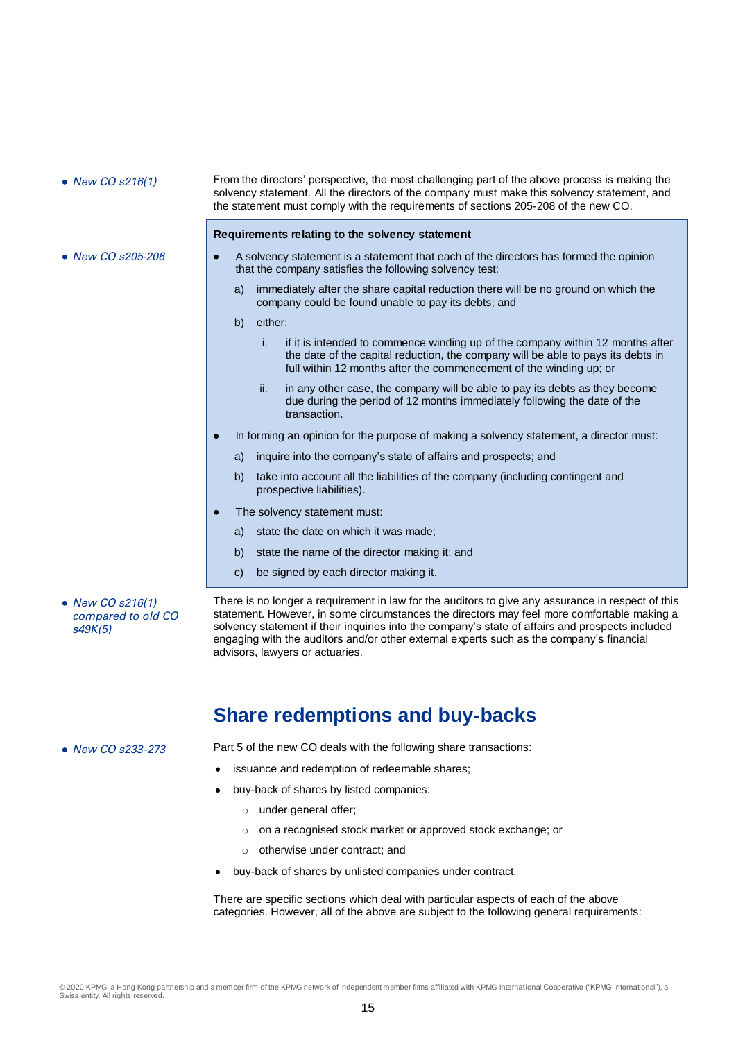*• New CO s216(1)*

From the directors' perspective, the most challenging part of the above process is making the solvency statement. All the directors of the company must make this solvency statement, and the statement must comply with the requirements of sections 205-208 of the new CO.

*• New CO s205-206*

**Requirements relating to the solvency statement**

- A solvency statement is a statement that each of the directors has formed the opinion that the company satisfies the following solvency test:
  - a) immediately after the share capital reduction there will be no ground on which the company could be found unable to pay its debts; and
  - b) either:
    - i. if it is intended to commence winding up of the company within 12 months after the date of the capital reduction, the company will be able to pays its debts in full within 12 months after the commencement of the winding up; or
    - ii. in any other case, the company will be able to pay its debts as they become due during the period of 12 months immediately following the date of the transaction.
- In forming an opinion for the purpose of making a solvency statement, a director must:
  - a) inquire into the company's state of affairs and prospects; and
  - b) take into account all the liabilities of the company (including contingent and prospective liabilities).
- The solvency statement must:
  - a) state the date on which it was made;
  - b) state the name of the director making it; and
  - c) be signed by each director making it.

*• New CO s216(1) compared to old CO s49K(5)*

There is no longer a requirement in law for the auditors to give any assurance in respect of this statement. However, in some circumstances the directors may feel more comfortable making a solvency statement if their inquiries into the company's state of affairs and prospects included engaging with the auditors and/or other external experts such as the company's financial advisors, lawyers or actuaries.

## Share redemptions and buy-backs

*• New CO s233-273*

Part 5 of the new CO deals with the following share transactions:

- issuance and redemption of redeemable shares;
- buy-back of shares by listed companies:
  - under general offer;
  - on a recognised stock market or approved stock exchange; or
  - otherwise under contract; and
- buy-back of shares by unlisted companies under contract.

There are specific sections which deal with particular aspects of each of the above categories. However, all of the above are subject to the following general requirements: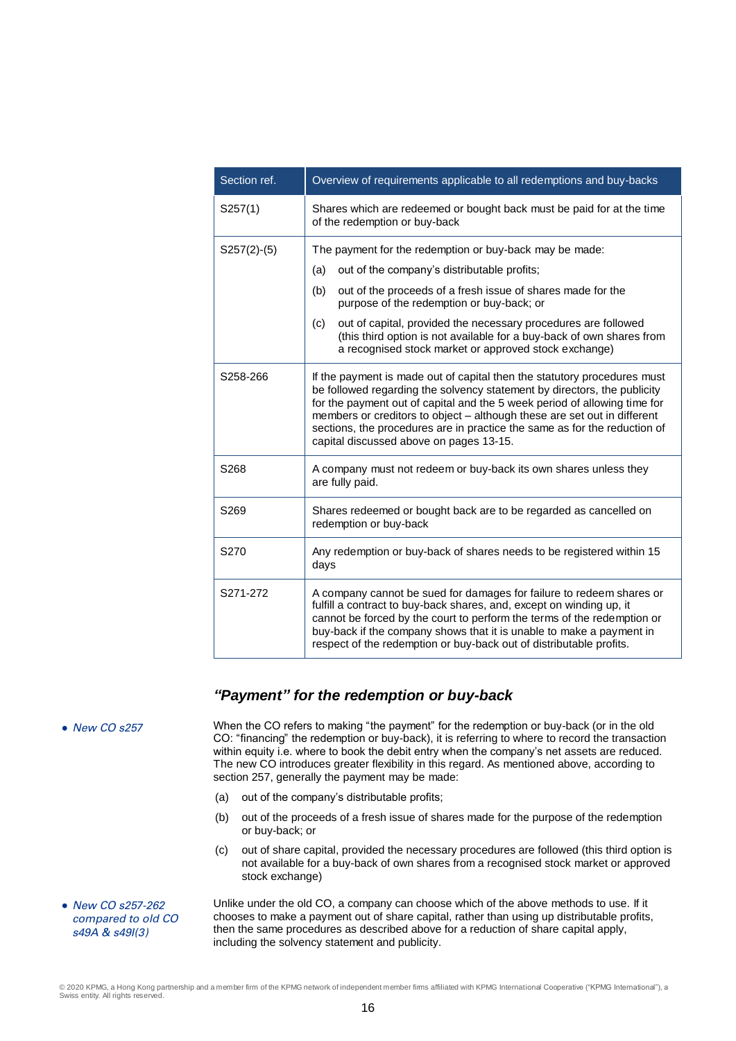| Section ref. | Overview of requirements applicable to all redemptions and buy-backs |
|---|---|
| S257(1) | Shares which are redeemed or bought back must be paid for at the time of the redemption or buy-back |
| S257(2)-(5) | The payment for the redemption or buy-back may be made:<br>(a) out of the company's distributable profits;<br>(b) out of the proceeds of a fresh issue of shares made for the purpose of the redemption or buy-back; or<br>(c) out of capital, provided the necessary procedures are followed (this third option is not available for a buy-back of own shares from a recognised stock market or approved stock exchange) |
| S258-266 | If the payment is made out of capital then the statutory procedures must be followed regarding the solvency statement by directors, the publicity for the payment out of capital and the 5 week period of allowing time for members or creditors to object – although these are set out in different sections, the procedures are in practice the same as for the reduction of capital discussed above on pages 13-15. |
| S268 | A company must not redeem or buy-back its own shares unless they are fully paid. |
| S269 | Shares redeemed or bought back are to be regarded as cancelled on redemption or buy-back |
| S270 | Any redemption or buy-back of shares needs to be registered within 15 days |
| S271-272 | A company cannot be sued for damages for failure to redeem shares or fulfill a contract to buy-back shares, and, except on winding up, it cannot be forced by the court to perform the terms of the redemption or buy-back if the company shows that it is unable to make a payment in respect of the redemption or buy-back out of distributable profits. |

### *"Payment" for the redemption or buy-back*

- *New CO s257*

When the CO refers to making "the payment" for the redemption or buy-back (or in the old CO: "financing" the redemption or buy-back), it is referring to where to record the transaction within equity i.e. where to book the debit entry when the company's net assets are reduced. The new CO introduces greater flexibility in this regard. As mentioned above, according to section 257, generally the payment may be made:

(a) out of the company's distributable profits;

(b) out of the proceeds of a fresh issue of shares made for the purpose of the redemption or buy-back; or

(c) out of share capital, provided the necessary procedures are followed (this third option is not available for a buy-back of own shares from a recognised stock market or approved stock exchange)

- *New CO s257-262 compared to old CO s49A & s49I(3)*

Unlike under the old CO, a company can choose which of the above methods to use. If it chooses to make a payment out of share capital, rather than using up distributable profits, then the same procedures as described above for a reduction of share capital apply, including the solvency statement and publicity.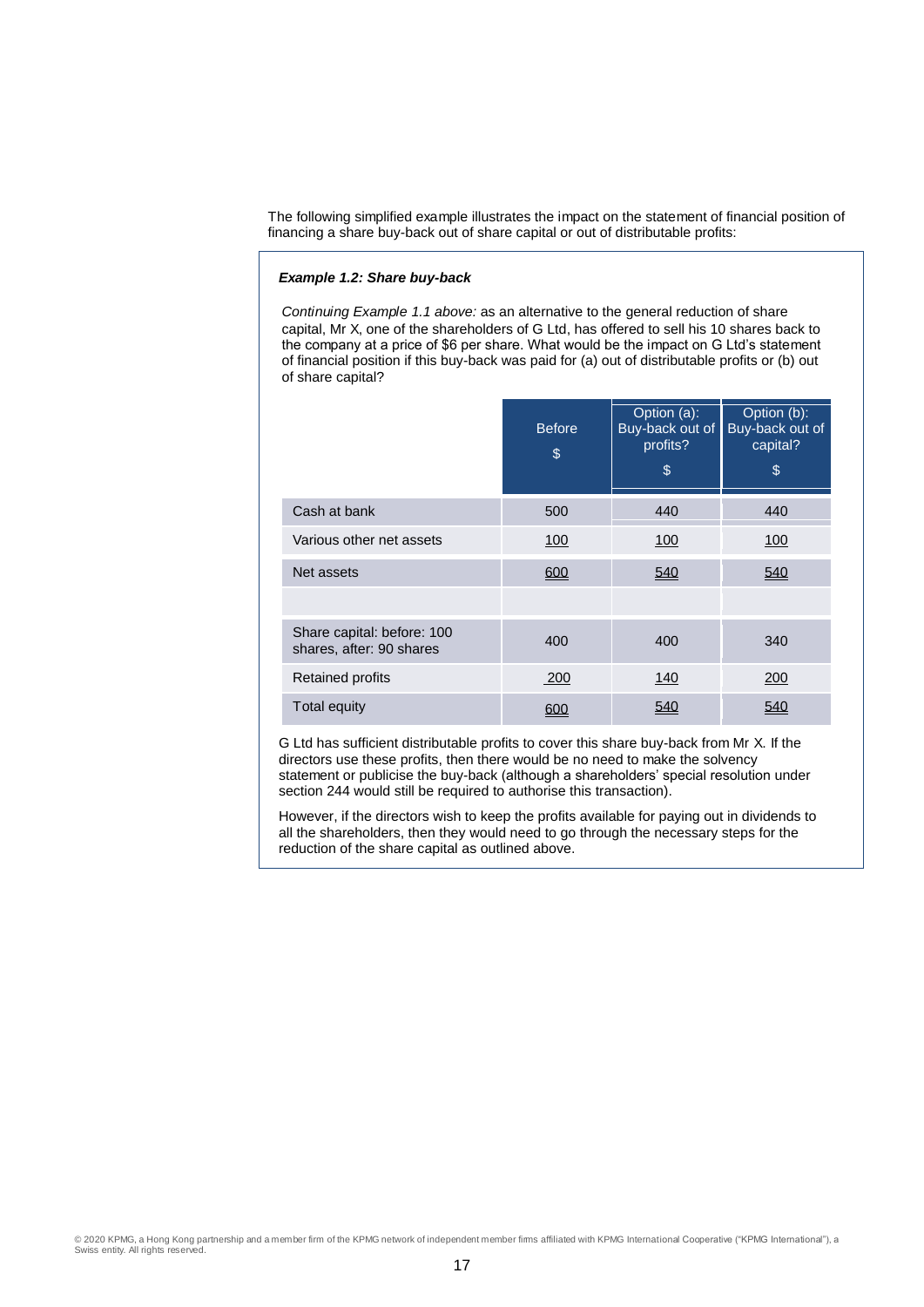The following simplified example illustrates the impact on the statement of financial position of financing a share buy-back out of share capital or out of distributable profits:

***Example 1.2: Share buy-back***

*Continuing Example 1.1 above:* as an alternative to the general reduction of share capital, Mr X, one of the shareholders of G Ltd, has offered to sell his 10 shares back to the company at a price of $6 per share. What would be the impact on G Ltd's statement of financial position if this buy-back was paid for (a) out of distributable profits or (b) out of share capital?

| | Before $ | Option (a): Buy-back out of profits? $ | Option (b): Buy-back out of capital? $ |
|---|---|---|---|
| Cash at bank | 500 | 440 | 440 |
| Various other net assets | 100 | 100 | 100 |
| Net assets | 600 | 540 | 540 |
| | | | |
| Share capital: before: 100 shares, after: 90 shares | 400 | 400 | 340 |
| Retained profits | 200 | 140 | 200 |
| Total equity | 600 | 540 | 540 |

G Ltd has sufficient distributable profits to cover this share buy-back from Mr X. If the directors use these profits, then there would be no need to make the solvency statement or publicise the buy-back (although a shareholders' special resolution under section 244 would still be required to authorise this transaction).

However, if the directors wish to keep the profits available for paying out in dividends to all the shareholders, then they would need to go through the necessary steps for the reduction of the share capital as outlined above.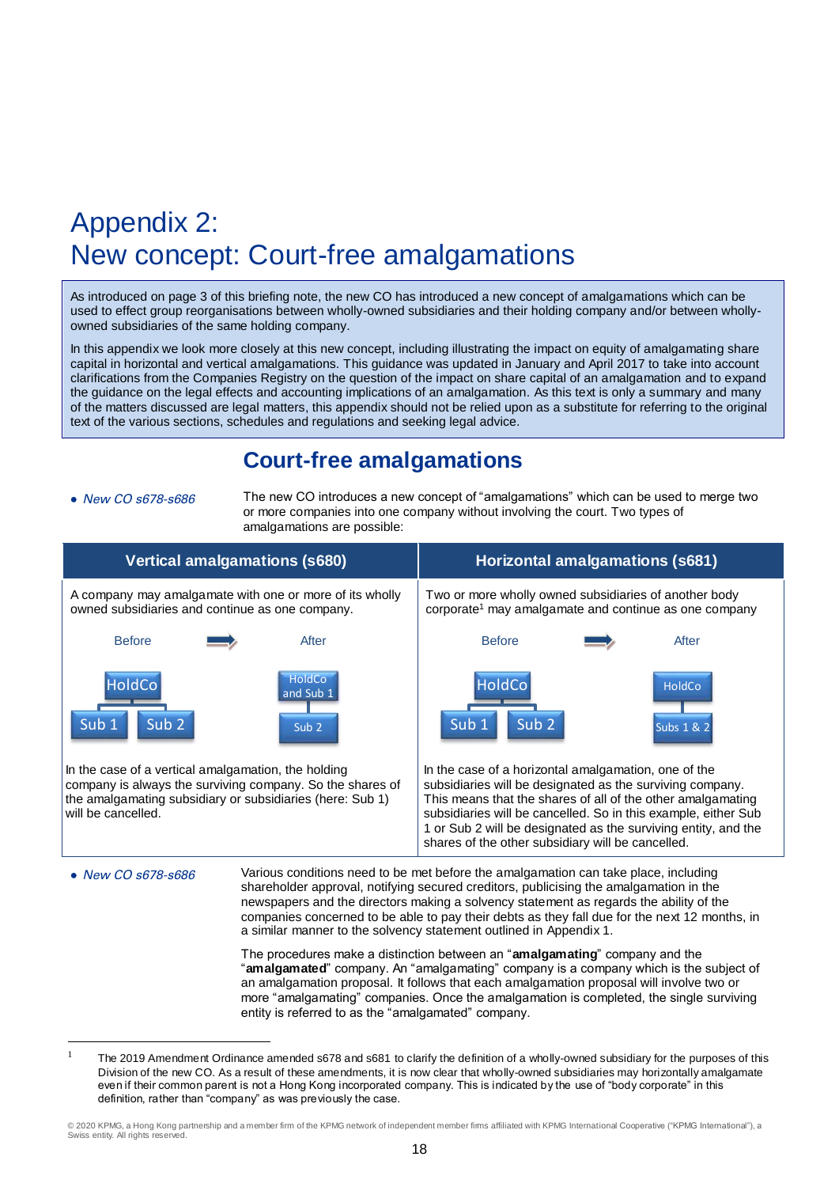# Appendix 2: New concept: Court-free amalgamations

As introduced on page 3 of this briefing note, the new CO has introduced a new concept of amalgamations which can be used to effect group reorganisations between wholly-owned subsidiaries and their holding company and/or between wholly-owned subsidiaries of the same holding company.

In this appendix we look more closely at this new concept, including illustrating the impact on equity of amalgamating share capital in horizontal and vertical amalgamations. This guidance was updated in January and April 2017 to take into account clarifications from the Companies Registry on the question of the impact on share capital of an amalgamation and to expand the guidance on the legal effects and accounting implications of an amalgamation. As this text is only a summary and many of the matters discussed are legal matters, this appendix should not be relied upon as a substitute for referring to the original text of the various sections, schedules and regulations and seeking legal advice.

## Court-free amalgamations

- *New CO s678-s686*

The new CO introduces a new concept of "amalgamations" which can be used to merge two or more companies into one company without involving the court. Two types of amalgamations are possible:

| Vertical amalgamations (s680) | Horizontal amalgamations (s681) |
|---|---|
| A company may amalgamate with one or more of its wholly owned subsidiaries and continue as one company. | Two or more wholly owned subsidiaries of another body corporate[1] may amalgamate and continue as one company |
| Before: HoldCo — Sub 1, Sub 2 → After: HoldCo and Sub 1 — Sub 2 | Before: HoldCo — Sub 1, Sub 2 → After: HoldCo — Subs 1 & 2 |
| In the case of a vertical amalgamation, the holding company is always the surviving company. So the shares of the amalgamating subsidiary or subsidiaries (here: Sub 1) will be cancelled. | In the case of a horizontal amalgamation, one of the subsidiaries will be designated as the surviving company. This means that the shares of all of the other amalgamating subsidiaries will be cancelled. So in this example, either Sub 1 or Sub 2 will be designated as the surviving entity, and the shares of the other subsidiary will be cancelled. |

- *New CO s678-s686*

Various conditions need to be met before the amalgamation can take place, including shareholder approval, notifying secured creditors, publicising the amalgamation in the newspapers and the directors making a solvency statement as regards the ability of the companies concerned to be able to pay their debts as they fall due for the next 12 months, in a similar manner to the solvency statement outlined in Appendix 1.

The procedures make a distinction between an "**amalgamating**" company and the "**amalgamated**" company. An "amalgamating" company is a company which is the subject of an amalgamation proposal. It follows that each amalgamation proposal will involve two or more "amalgamating" companies. Once the amalgamation is completed, the single surviving entity is referred to as the "amalgamated" company.

---

[1] The 2019 Amendment Ordinance amended s678 and s681 to clarify the definition of a wholly-owned subsidiary for the purposes of this Division of the new CO. As a result of these amendments, it is now clear that wholly-owned subsidiaries may horizontally amalgamate even if their common parent is not a Hong Kong incorporated company. This is indicated by the use of "body corporate" in this definition, rather than "company" as was previously the case.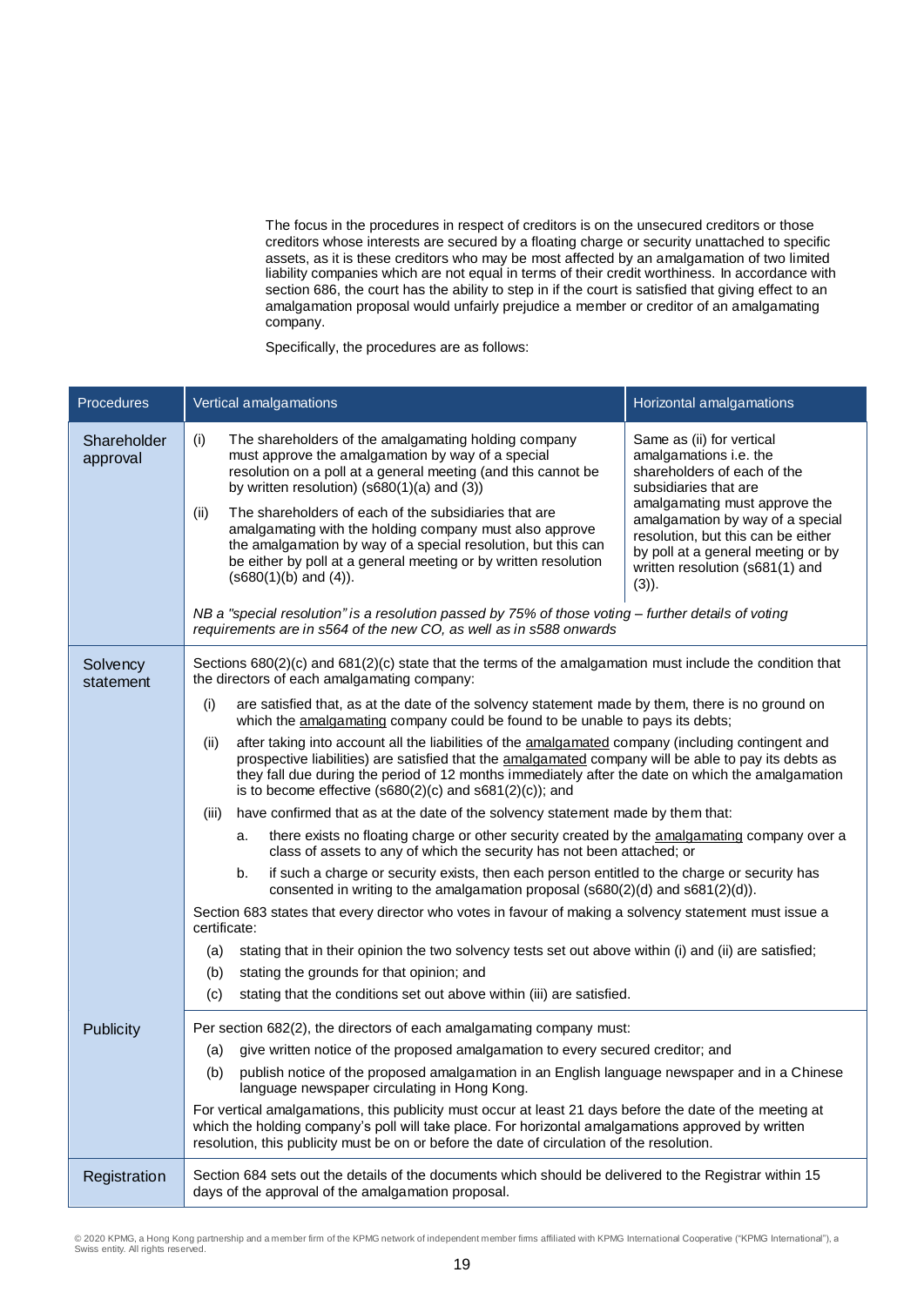The focus in the procedures in respect of creditors is on the unsecured creditors or those creditors whose interests are secured by a floating charge or security unattached to specific assets, as it is these creditors who may be most affected by an amalgamation of two limited liability companies which are not equal in terms of their credit worthiness. In accordance with section 686, the court has the ability to step in if the court is satisfied that giving effect to an amalgamation proposal would unfairly prejudice a member or creditor of an amalgamating company.

Specifically, the procedures are as follows:

| Procedures | Vertical amalgamations | Horizontal amalgamations |
|---|---|---|
| Shareholder approval | (i) The shareholders of the amalgamating holding company must approve the amalgamation by way of a special resolution on a poll at a general meeting (and this cannot be by written resolution) (s680(1)(a) and (3))<br><br>(ii) The shareholders of each of the subsidiaries that are amalgamating with the holding company must also approve the amalgamation by way of a special resolution, but this can be either by poll at a general meeting or by written resolution (s680(1)(b) and (4)).<br><br>*NB a "special resolution" is a resolution passed by 75% of those voting – further details of voting requirements are in s564 of the new CO, as well as in s588 onwards* | Same as (ii) for vertical amalgamations i.e. the shareholders of each of the subsidiaries that are amalgamating must approve the amalgamation by way of a special resolution, but this can be either by poll at a general meeting or by written resolution (s681(1) and (3)). |
| Solvency statement | Sections 680(2)(c) and 681(2)(c) state that the terms of the amalgamation must include the condition that the directors of each amalgamating company:<br><br>(i) are satisfied that, as at the date of the solvency statement made by them, there is no ground on which the <u>amalgamating</u> company could be found to be unable to pays its debts;<br><br>(ii) after taking into account all the liabilities of the <u>amalgamated</u> company (including contingent and prospective liabilities) are satisfied that the <u>amalgamated</u> company will be able to pay its debts as they fall due during the period of 12 months immediately after the date on which the amalgamation is to become effective (s680(2)(c) and s681(2)(c)); and<br><br>(iii) have confirmed that as at the date of the solvency statement made by them that:<br>a. there exists no floating charge or other security created by the <u>amalgamating</u> company over a class of assets to any of which the security has not been attached; or<br>b. if such a charge or security exists, then each person entitled to the charge or security has consented in writing to the amalgamation proposal (s680(2)(d) and s681(2)(d)).<br><br>Section 683 states that every director who votes in favour of making a solvency statement must issue a certificate:<br>(a) stating that in their opinion the two solvency tests set out above within (i) and (ii) are satisfied;<br>(b) stating the grounds for that opinion; and<br>(c) stating that the conditions set out above within (iii) are satisfied. | |
| Publicity | Per section 682(2), the directors of each amalgamating company must:<br>(a) give written notice of the proposed amalgamation to every secured creditor; and<br>(b) publish notice of the proposed amalgamation in an English language newspaper and in a Chinese language newspaper circulating in Hong Kong.<br><br>For vertical amalgamations, this publicity must occur at least 21 days before the date of the meeting at which the holding company's poll will take place. For horizontal amalgamations approved by written resolution, this publicity must be on or before the date of circulation of the resolution. | |
| Registration | Section 684 sets out the details of the documents which should be delivered to the Registrar within 15 days of the approval of the amalgamation proposal. | |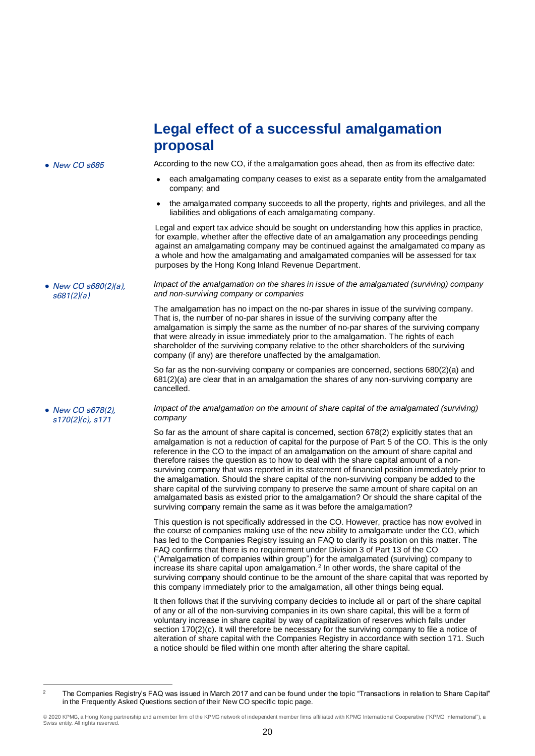## Legal effect of a successful amalgamation proposal

- *New CO s685*

According to the new CO, if the amalgamation goes ahead, then as from its effective date:

- each amalgamating company ceases to exist as a separate entity from the amalgamated company; and
- the amalgamated company succeeds to all the property, rights and privileges, and all the liabilities and obligations of each amalgamating company.

Legal and expert tax advice should be sought on understanding how this applies in practice, for example, whether after the effective date of an amalgamation any proceedings pending against an amalgamating company may be continued against the amalgamated company as a whole and how the amalgamating and amalgamated companies will be assessed for tax purposes by the Hong Kong Inland Revenue Department.

- *New CO s680(2)(a), s681(2)(a)*

*Impact of the amalgamation on the shares in issue of the amalgamated (surviving) company and non-surviving company or companies*

The amalgamation has no impact on the no-par shares in issue of the surviving company. That is, the number of no-par shares in issue of the surviving company after the amalgamation is simply the same as the number of no-par shares of the surviving company that were already in issue immediately prior to the amalgamation. The rights of each shareholder of the surviving company relative to the other shareholders of the surviving company (if any) are therefore unaffected by the amalgamation.

So far as the non-surviving company or companies are concerned, sections 680(2)(a) and 681(2)(a) are clear that in an amalgamation the shares of any non-surviving company are cancelled.

- *New CO s678(2), s170(2)(c), s171*

*Impact of the amalgamation on the amount of share capital of the amalgamated (surviving) company*

So far as the amount of share capital is concerned, section 678(2) explicitly states that an amalgamation is not a reduction of capital for the purpose of Part 5 of the CO. This is the only reference in the CO to the impact of an amalgamation on the amount of share capital and therefore raises the question as to how to deal with the share capital amount of a non-surviving company that was reported in its statement of financial position immediately prior to the amalgamation. Should the share capital of the non-surviving company be added to the share capital of the surviving company to preserve the same amount of share capital on an amalgamated basis as existed prior to the amalgamation? Or should the share capital of the surviving company remain the same as it was before the amalgamation?

This question is not specifically addressed in the CO. However, practice has now evolved in the course of companies making use of the new ability to amalgamate under the CO, which has led to the Companies Registry issuing an FAQ to clarify its position on this matter. The FAQ confirms that there is no requirement under Division 3 of Part 13 of the CO ("Amalgamation of companies within group") for the amalgamated (surviving) company to increase its share capital upon amalgamation.[2] In other words, the share capital of the surviving company should continue to be the amount of the share capital that was reported by this company immediately prior to the amalgamation, all other things being equal.

It then follows that if the surviving company decides to include all or part of the share capital of any or all of the non-surviving companies in its own share capital, this will be a form of voluntary increase in share capital by way of capitalization of reserves which falls under section 170(2)(c). It will therefore be necessary for the surviving company to file a notice of alteration of share capital with the Companies Registry in accordance with section 171. Such a notice should be filed within one month after altering the share capital.

---

[2] The Companies Registry's FAQ was issued in March 2017 and can be found under the topic "Transactions in relation to Share Capital" in the Frequently Asked Questions section of their New CO specific topic page.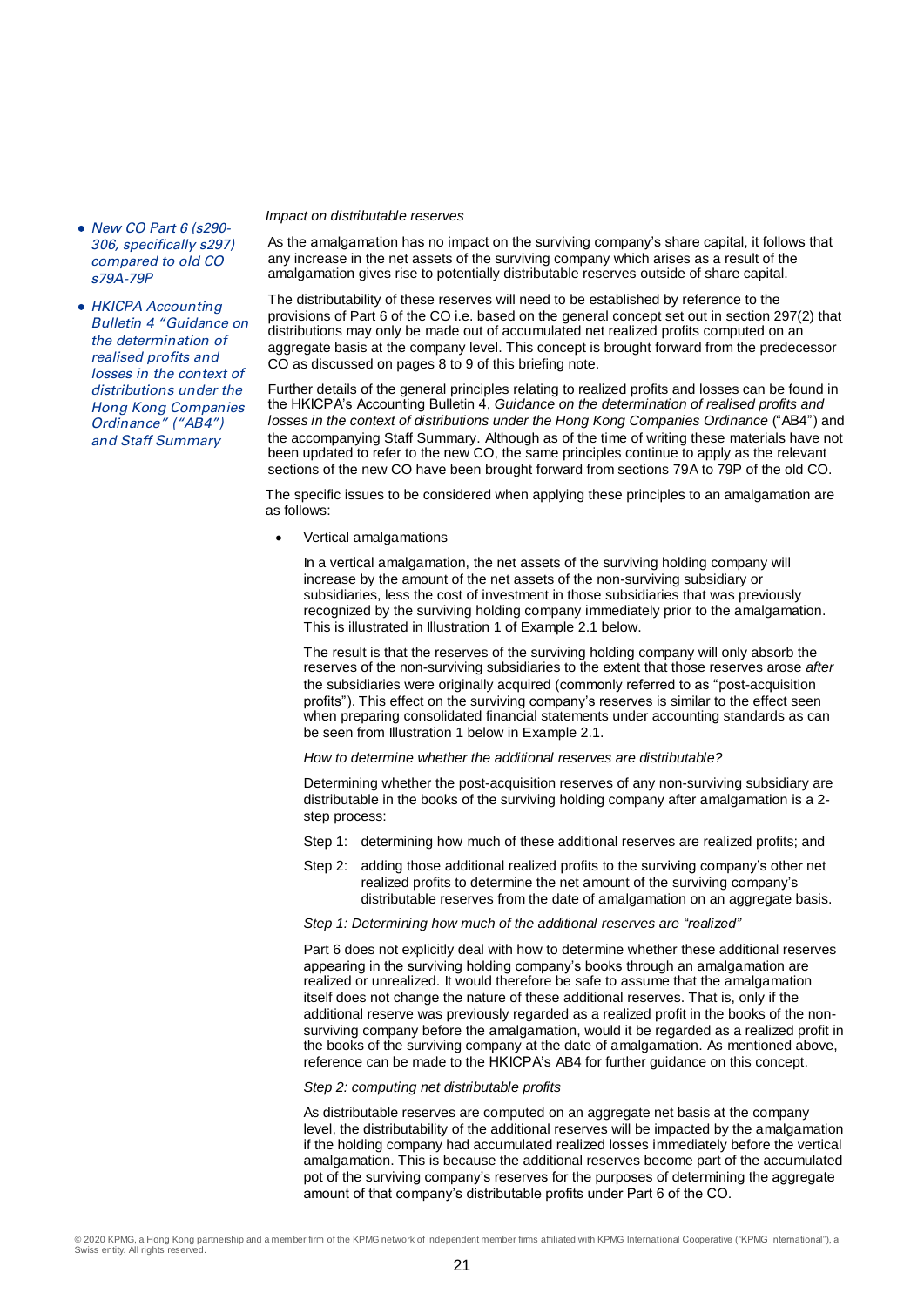- *New CO Part 6 (s290-306, specifically s297) compared to old CO s79A-79P*
- *HKICPA Accounting Bulletin 4 "Guidance on the determination of realised profits and losses in the context of distributions under the Hong Kong Companies Ordinance" ("AB4") and Staff Summary*

*Impact on distributable reserves*

As the amalgamation has no impact on the surviving company's share capital, it follows that any increase in the net assets of the surviving company which arises as a result of the amalgamation gives rise to potentially distributable reserves outside of share capital.

The distributability of these reserves will need to be established by reference to the provisions of Part 6 of the CO i.e. based on the general concept set out in section 297(2) that distributions may only be made out of accumulated net realized profits computed on an aggregate basis at the company level. This concept is brought forward from the predecessor CO as discussed on pages 8 to 9 of this briefing note.

Further details of the general principles relating to realized profits and losses can be found in the HKICPA's Accounting Bulletin 4, *Guidance on the determination of realised profits and losses in the context of distributions under the Hong Kong Companies Ordinance* ("AB4") and the accompanying Staff Summary. Although as of the time of writing these materials have not been updated to refer to the new CO, the same principles continue to apply as the relevant sections of the new CO have been brought forward from sections 79A to 79P of the old CO.

The specific issues to be considered when applying these principles to an amalgamation are as follows:

- Vertical amalgamations

  In a vertical amalgamation, the net assets of the surviving holding company will increase by the amount of the net assets of the non-surviving subsidiary or subsidiaries, less the cost of investment in those subsidiaries that was previously recognized by the surviving holding company immediately prior to the amalgamation. This is illustrated in Illustration 1 of Example 2.1 below.

  The result is that the reserves of the surviving holding company will only absorb the reserves of the non-surviving subsidiaries to the extent that those reserves arose *after* the subsidiaries were originally acquired (commonly referred to as "post-acquisition profits"). This effect on the surviving company's reserves is similar to the effect seen when preparing consolidated financial statements under accounting standards as can be seen from Illustration 1 below in Example 2.1.

  *How to determine whether the additional reserves are distributable?*

  Determining whether the post-acquisition reserves of any non-surviving subsidiary are distributable in the books of the surviving holding company after amalgamation is a 2-step process:

  Step 1: determining how much of these additional reserves are realized profits; and

  Step 2: adding those additional realized profits to the surviving company's other net realized profits to determine the net amount of the surviving company's distributable reserves from the date of amalgamation on an aggregate basis.

  *Step 1: Determining how much of the additional reserves are "realized"*

  Part 6 does not explicitly deal with how to determine whether these additional reserves appearing in the surviving holding company's books through an amalgamation are realized or unrealized. It would therefore be safe to assume that the amalgamation itself does not change the nature of these additional reserves. That is, only if the additional reserve was previously regarded as a realized profit in the books of the non-surviving company before the amalgamation, would it be regarded as a realized profit in the books of the surviving company at the date of amalgamation. As mentioned above, reference can be made to the HKICPA's AB4 for further guidance on this concept.

  *Step 2: computing net distributable profits*

  As distributable reserves are computed on an aggregate net basis at the company level, the distributability of the additional reserves will be impacted by the amalgamation if the holding company had accumulated realized losses immediately before the vertical amalgamation. This is because the additional reserves become part of the accumulated pot of the surviving company's reserves for the purposes of determining the aggregate amount of that company's distributable profits under Part 6 of the CO.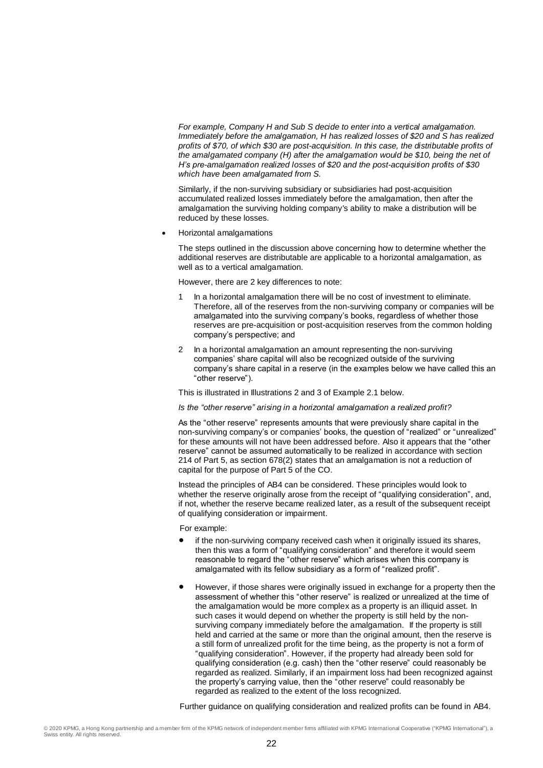*For example, Company H and Sub S decide to enter into a vertical amalgamation. Immediately before the amalgamation, H has realized losses of $20 and S has realized profits of $70, of which $30 are post-acquisition. In this case, the distributable profits of the amalgamated company (H) after the amalgamation would be $10, being the net of H's pre-amalgamation realized losses of $20 and the post-acquisition profits of $30 which have been amalgamated from S.*

Similarly, if the non-surviving subsidiary or subsidiaries had post-acquisition accumulated realized losses immediately before the amalgamation, then after the amalgamation the surviving holding company's ability to make a distribution will be reduced by these losses.

- Horizontal amalgamations

  The steps outlined in the discussion above concerning how to determine whether the additional reserves are distributable are applicable to a horizontal amalgamation, as well as to a vertical amalgamation.

  However, there are 2 key differences to note:

  1. In a horizontal amalgamation there will be no cost of investment to eliminate. Therefore, all of the reserves from the non-surviving company or companies will be amalgamated into the surviving company's books, regardless of whether those reserves are pre-acquisition or post-acquisition reserves from the common holding company's perspective; and
  2. In a horizontal amalgamation an amount representing the non-surviving companies' share capital will also be recognized outside of the surviving company's share capital in a reserve (in the examples below we have called this an "other reserve").

  This is illustrated in Illustrations 2 and 3 of Example 2.1 below.

  *Is the "other reserve" arising in a horizontal amalgamation a realized profit?*

  As the "other reserve" represents amounts that were previously share capital in the non-surviving company's or companies' books, the question of "realized" or "unrealized" for these amounts will not have been addressed before. Also it appears that the "other reserve" cannot be assumed automatically to be realized in accordance with section 214 of Part 5, as section 678(2) states that an amalgamation is not a reduction of capital for the purpose of Part 5 of the CO.

  Instead the principles of AB4 can be considered. These principles would look to whether the reserve originally arose from the receipt of "qualifying consideration", and, if not, whether the reserve became realized later, as a result of the subsequent receipt of qualifying consideration or impairment.

  For example:

  - if the non-surviving company received cash when it originally issued its shares, then this was a form of "qualifying consideration" and therefore it would seem reasonable to regard the "other reserve" which arises when this company is amalgamated with its fellow subsidiary as a form of "realized profit".
  - However, if those shares were originally issued in exchange for a property then the assessment of whether this "other reserve" is realized or unrealized at the time of the amalgamation would be more complex as a property is an illiquid asset. In such cases it would depend on whether the property is still held by the non-surviving company immediately before the amalgamation. If the property is still held and carried at the same or more than the original amount, then the reserve is a still form of unrealized profit for the time being, as the property is not a form of "qualifying consideration". However, if the property had already been sold for qualifying consideration (e.g. cash) then the "other reserve" could reasonably be regarded as realized. Similarly, if an impairment loss had been recognized against the property's carrying value, then the "other reserve" could reasonably be regarded as realized to the extent of the loss recognized.

  Further guidance on qualifying consideration and realized profits can be found in AB4.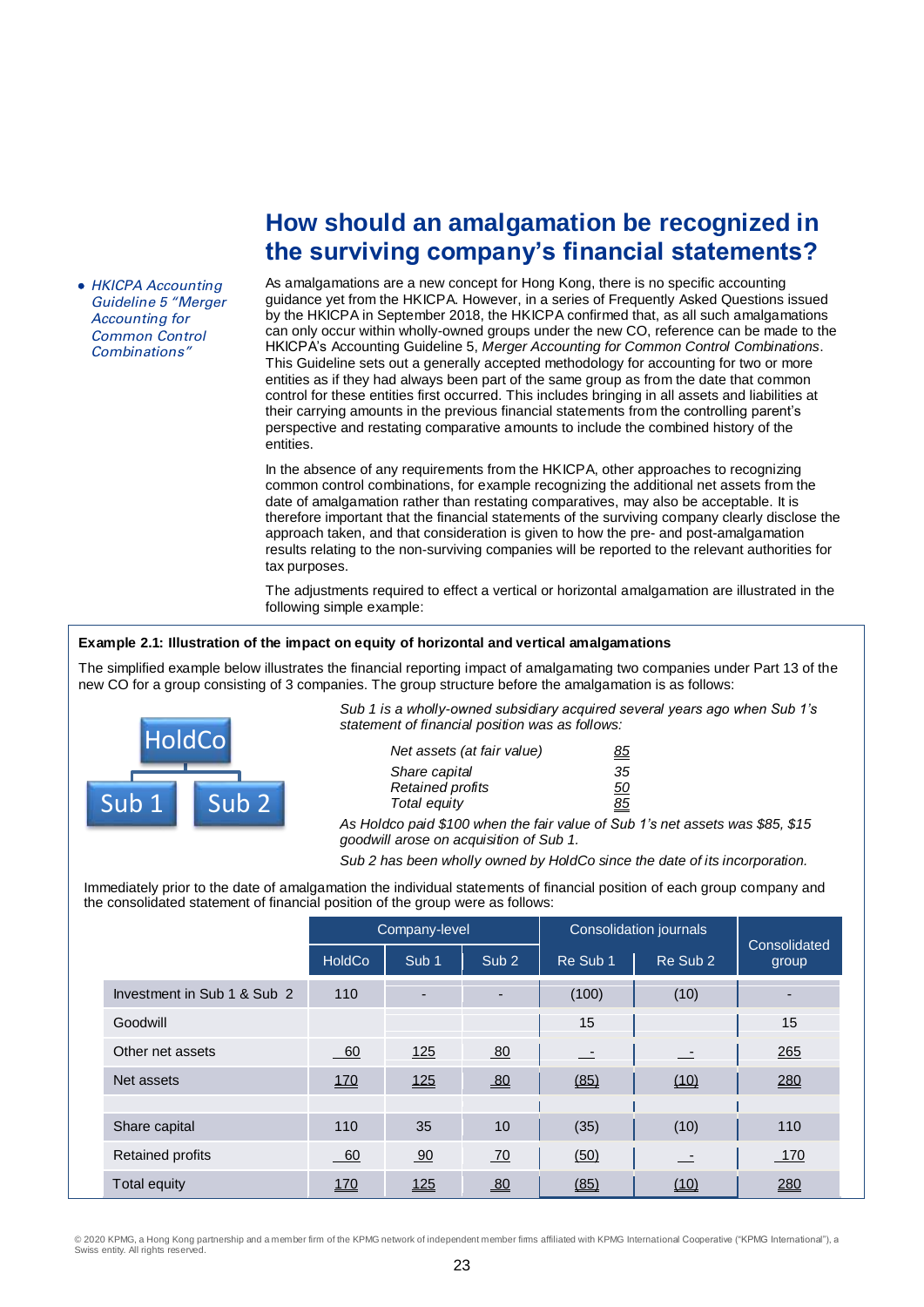## How should an amalgamation be recognized in the surviving company's financial statements?

- *HKICPA Accounting Guideline 5 "Merger Accounting for Common Control Combinations"*

As amalgamations are a new concept for Hong Kong, there is no specific accounting guidance yet from the HKICPA. However, in a series of Frequently Asked Questions issued by the HKICPA in September 2018, the HKICPA confirmed that, as all such amalgamations can only occur within wholly-owned groups under the new CO, reference can be made to the HKICPA's Accounting Guideline 5, *Merger Accounting for Common Control Combinations*. This Guideline sets out a generally accepted methodology for accounting for two or more entities as if they had always been part of the same group as from the date that common control for these entities first occurred. This includes bringing in all assets and liabilities at their carrying amounts in the previous financial statements from the controlling parent's perspective and restating comparative amounts to include the combined history of the entities.

In the absence of any requirements from the HKICPA, other approaches to recognizing common control combinations, for example recognizing the additional net assets from the date of amalgamation rather than restating comparatives, may also be acceptable. It is therefore important that the financial statements of the surviving company clearly disclose the approach taken, and that consideration is given to how the pre- and post-amalgamation results relating to the non-surviving companies will be reported to the relevant authorities for tax purposes.

The adjustments required to effect a vertical or horizontal amalgamation are illustrated in the following simple example:

**Example 2.1: Illustration of the impact on equity of horizontal and vertical amalgamations**

The simplified example below illustrates the financial reporting impact of amalgamating two companies under Part 13 of the new CO for a group consisting of 3 companies. The group structure before the amalgamation is as follows:

HoldCo
Sub 1 | Sub 2

*Sub 1 is a wholly-owned subsidiary acquired several years ago when Sub 1's statement of financial position was as follows:*

| | |
|---|---|
| *Net assets (at fair value)* | *85* |
| *Share capital* | *35* |
| *Retained profits* | *50* |
| *Total equity* | *85* |

*As Holdco paid $100 when the fair value of Sub 1's net assets was $85, $15 goodwill arose on acquisition of Sub 1.*

*Sub 2 has been wholly owned by HoldCo since the date of its incorporation.*

Immediately prior to the date of amalgamation the individual statements of financial position of each group company and the consolidated statement of financial position of the group were as follows:

| | Company-level | | | Consolidation journals | | Consolidated group |
|---|---|---|---|---|---|---|
| | HoldCo | Sub 1 | Sub 2 | Re Sub 1 | Re Sub 2 | |
| Investment in Sub 1 & Sub 2 | 110 | - | - | (100) | (10) | - |
| Goodwill | | | | 15 | | 15 |
| Other net assets | 60 | 125 | 80 | - | - | 265 |
| Net assets | 170 | 125 | 80 | (85) | (10) | 280 |
| | | | | | | |
| Share capital | 110 | 35 | 10 | (35) | (10) | 110 |
| Retained profits | 60 | 90 | 70 | (50) | - | 170 |
| Total equity | 170 | 125 | 80 | (85) | (10) | 280 |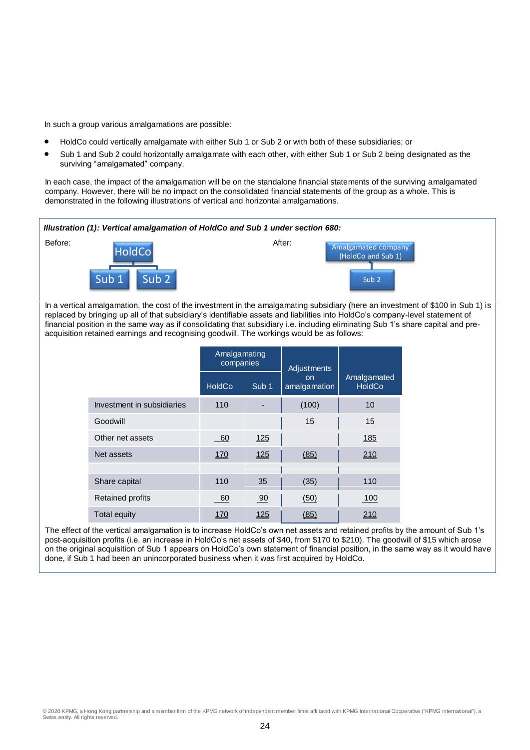In such a group various amalgamations are possible:

- HoldCo could vertically amalgamate with either Sub 1 or Sub 2 or with both of these subsidiaries; or
- Sub 1 and Sub 2 could horizontally amalgamate with each other, with either Sub 1 or Sub 2 being designated as the surviving "amalgamated" company.

In each case, the impact of the amalgamation will be on the standalone financial statements of the surviving amalgamated company. However, there will be no impact on the consolidated financial statements of the group as a whole. This is demonstrated in the following illustrations of vertical and horizontal amalgamations.

***Illustration (1): Vertical amalgamation of HoldCo and Sub 1 under section 680:***

Before: HoldCo → Sub 1, Sub 2

After: Amalgamated company (HoldCo and Sub 1) → Sub 2

In a vertical amalgamation, the cost of the investment in the amalgamating subsidiary (here an investment of $100 in Sub 1) is replaced by bringing up all of that subsidiary's identifiable assets and liabilities into HoldCo's company-level statement of financial position in the same way as if consolidating that subsidiary i.e. including eliminating Sub 1's share capital and pre-acquisition retained earnings and recognising goodwill. The workings would be as follows:

| | Amalgamating companies | | Adjustments on amalgamation | Amalgamated HoldCo |
|---|---|---|---|---|
| | HoldCo | Sub 1 | | |
| Investment in subsidiaries | 110 | - | (100) | 10 |
| Goodwill | | | 15 | 15 |
| Other net assets | 60 | 125 | | 185 |
| Net assets | 170 | 125 | (85) | 210 |
| | | | | |
| Share capital | 110 | 35 | (35) | 110 |
| Retained profits | 60 | 90 | (50) | 100 |
| Total equity | 170 | 125 | (85) | 210 |

The effect of the vertical amalgamation is to increase HoldCo's own net assets and retained profits by the amount of Sub 1's post-acquisition profits (i.e. an increase in HoldCo's net assets of $40, from $170 to $210). The goodwill of $15 which arose on the original acquisition of Sub 1 appears on HoldCo's own statement of financial position, in the same way as it would have done, if Sub 1 had been an unincorporated business when it was first acquired by HoldCo.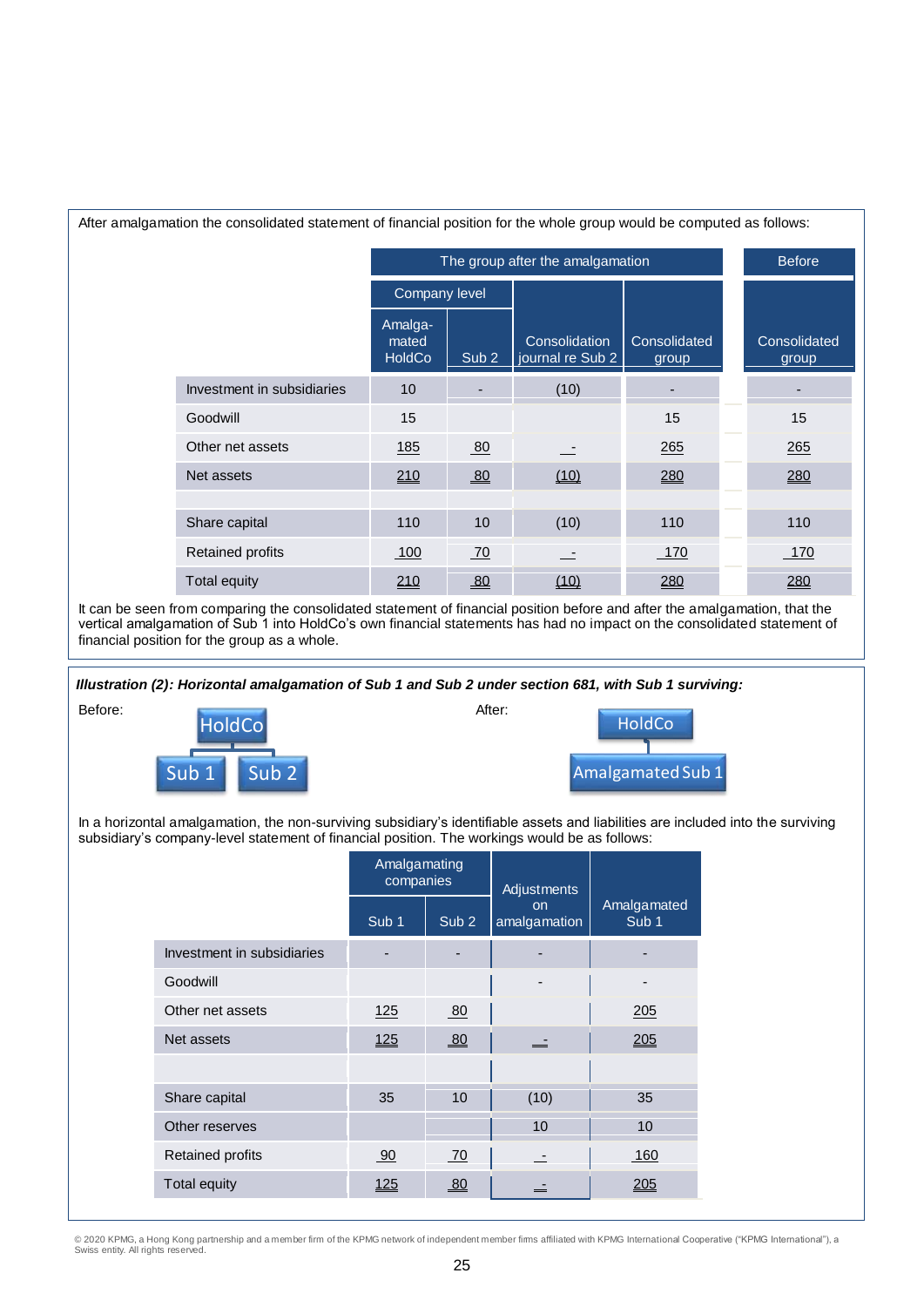After amalgamation the consolidated statement of financial position for the whole group would be computed as follows:

| | The group after the amalgamation | | | | Before |
|---|---|---|---|---|---|
| | Company level | | | | |
| | Amalgamated HoldCo | Sub 2 | Consolidation journal re Sub 2 | Consolidated group | Consolidated group |
| Investment in subsidiaries | 10 | - | (10) | - | - |
| Goodwill | 15 | | | 15 | 15 |
| Other net assets | 185 | 80 | - | 265 | 265 |
| Net assets | 210 | 80 | (10) | 280 | 280 |
| | | | | | |
| Share capital | 110 | 10 | (10) | 110 | 110 |
| Retained profits | 100 | 70 | - | 170 | 170 |
| Total equity | 210 | 80 | (10) | 280 | 280 |

It can be seen from comparing the consolidated statement of financial position before and after the amalgamation, that the vertical amalgamation of Sub 1 into HoldCo's own financial statements has had no impact on the consolidated statement of financial position for the group as a whole.

***Illustration (2): Horizontal amalgamation of Sub 1 and Sub 2 under section 681, with Sub 1 surviving:***

Before:

HoldCo

Sub 1 | Sub 2

After:

HoldCo

Amalgamated Sub 1

In a horizontal amalgamation, the non-surviving subsidiary's identifiable assets and liabilities are included into the surviving subsidiary's company-level statement of financial position. The workings would be as follows:

| | Amalgamating companies | | Adjustments on amalgamation | Amalgamated Sub 1 |
|---|---|---|---|---|
| | Sub 1 | Sub 2 | | |
| Investment in subsidiaries | - | - | - | - |
| Goodwill | | | - | - |
| Other net assets | 125 | 80 | | 205 |
| Net assets | 125 | 80 | - | 205 |
| | | | | |
| Share capital | 35 | 10 | (10) | 35 |
| Other reserves | | | 10 | 10 |
| Retained profits | 90 | 70 | - | 160 |
| Total equity | 125 | 80 | - | 205 |

© 2020 KPMG, a Hong Kong partnership and a member firm of the KPMG network of independent member firms affiliated with KPMG International Cooperative ("KPMG International"), a Swiss entity. All rights reserved.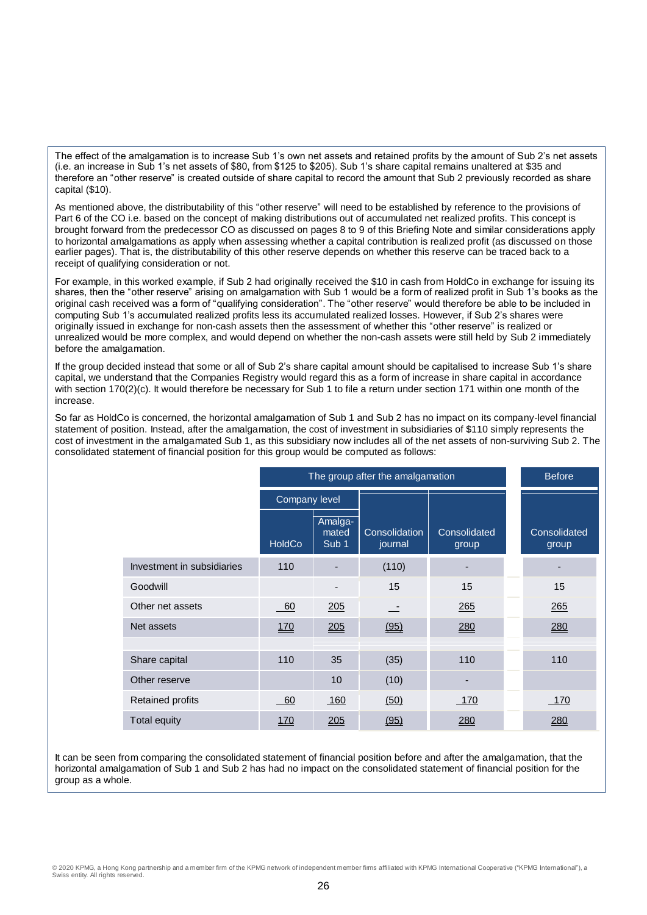The effect of the amalgamation is to increase Sub 1's own net assets and retained profits by the amount of Sub 2's net assets (i.e. an increase in Sub 1's net assets of $80, from $125 to $205). Sub 1's share capital remains unaltered at $35 and therefore an "other reserve" is created outside of share capital to record the amount that Sub 2 previously recorded as share capital ($10).

As mentioned above, the distributability of this "other reserve" will need to be established by reference to the provisions of Part 6 of the CO i.e. based on the concept of making distributions out of accumulated net realized profits. This concept is brought forward from the predecessor CO as discussed on pages 8 to 9 of this Briefing Note and similar considerations apply to horizontal amalgamations as apply when assessing whether a capital contribution is realized profit (as discussed on those earlier pages). That is, the distributability of this other reserve depends on whether this reserve can be traced back to a receipt of qualifying consideration or not.

For example, in this worked example, if Sub 2 had originally received the $10 in cash from HoldCo in exchange for issuing its shares, then the "other reserve" arising on amalgamation with Sub 1 would be a form of realized profit in Sub 1's books as the original cash received was a form of "qualifying consideration". The "other reserve" would therefore be able to be included in computing Sub 1's accumulated realized profits less its accumulated realized losses. However, if Sub 2's shares were originally issued in exchange for non-cash assets then the assessment of whether this "other reserve" is realized or unrealized would be more complex, and would depend on whether the non-cash assets were still held by Sub 2 immediately before the amalgamation.

If the group decided instead that some or all of Sub 2's share capital amount should be capitalised to increase Sub 1's share capital, we understand that the Companies Registry would regard this as a form of increase in share capital in accordance with section 170(2)(c). It would therefore be necessary for Sub 1 to file a return under section 171 within one month of the increase.

So far as HoldCo is concerned, the horizontal amalgamation of Sub 1 and Sub 2 has no impact on its company-level financial statement of financial position. Instead, after the amalgamation, the cost of investment in subsidiaries of $110 simply represents the cost of investment in the amalgamated Sub 1, as this subsidiary now includes all of the net assets of non-surviving Sub 2. The consolidated statement of financial position for this group would be computed as follows:

| | The group after the amalgamation | | | | Before |
|---|---|---|---|---|---|
| | Company level | | | | |
| | HoldCo | Amalgamated Sub 1 | Consolidation journal | Consolidated group | Consolidated group |
| Investment in subsidiaries | 110 | - | (110) | - | - |
| Goodwill | | - | 15 | 15 | 15 |
| Other net assets | 60 | 205 | - | 265 | 265 |
| Net assets | 170 | 205 | (95) | 280 | 280 |
| | | | | | |
| Share capital | 110 | 35 | (35) | 110 | 110 |
| Other reserve | | 10 | (10) | - | |
| Retained profits | 60 | 160 | (50) | 170 | 170 |
| Total equity | 170 | 205 | (95) | 280 | 280 |

It can be seen from comparing the consolidated statement of financial position before and after the amalgamation, that the horizontal amalgamation of Sub 1 and Sub 2 has had no impact on the consolidated statement of financial position for the group as a whole.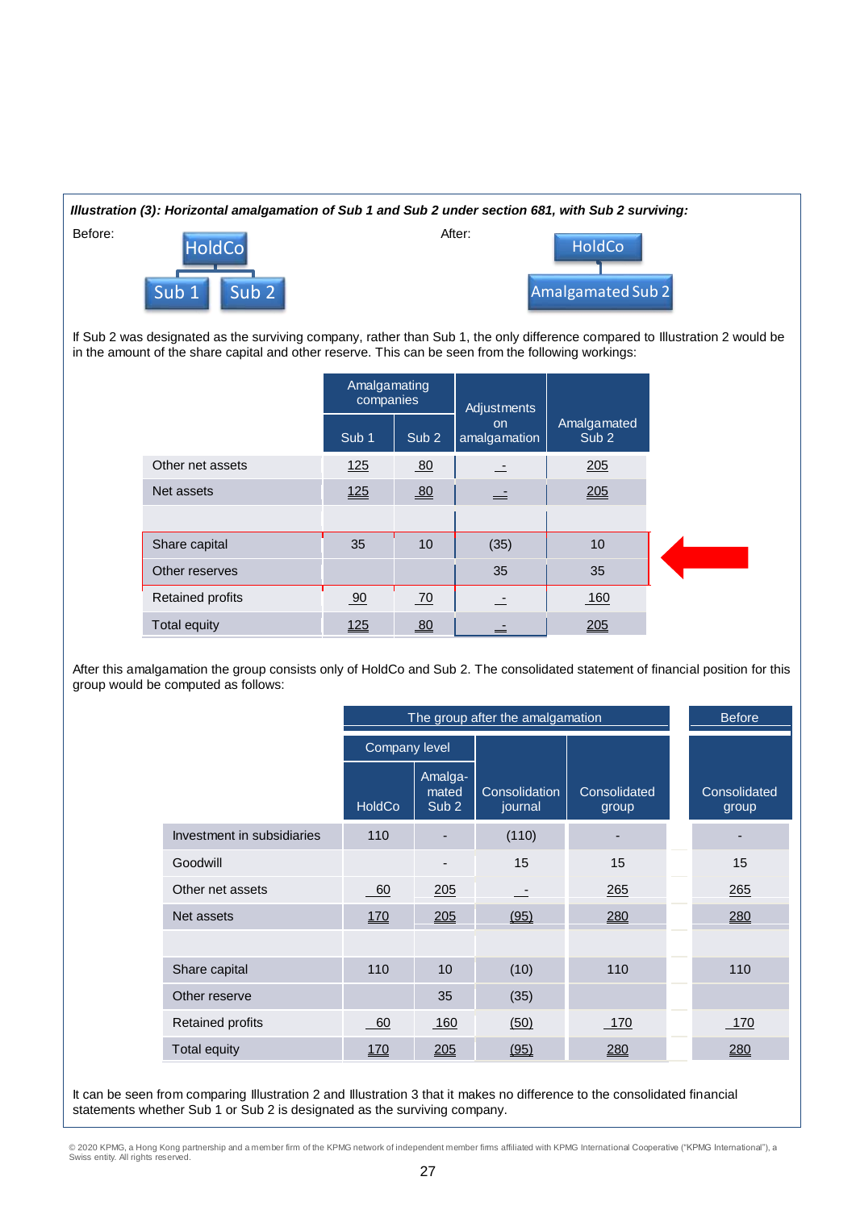***Illustration (3): Horizontal amalgamation of Sub 1 and Sub 2 under section 681, with Sub 2 surviving:***

Before: HoldCo → Sub 1, Sub 2

After: HoldCo → Amalgamated Sub 2

If Sub 2 was designated as the surviving company, rather than Sub 1, the only difference compared to Illustration 2 would be in the amount of the share capital and other reserve. This can be seen from the following workings:

| | Amalgamating companies | | Adjustments on amalgamation | Amalgamated Sub 2 |
|---|---|---|---|---|
| | Sub 1 | Sub 2 | | |
| Other net assets | 125 | 80 | - | 205 |
| Net assets | 125 | 80 | - | 205 |
| | | | | |
| Share capital | 35 | 10 | (35) | 10 |
| Other reserves | | | 35 | 35 |
| Retained profits | 90 | 70 | - | 160 |
| Total equity | 125 | 80 | - | 205 |

After this amalgamation the group consists only of HoldCo and Sub 2. The consolidated statement of financial position for this group would be computed as follows:

| | The group after the amalgamation | | | | Before |
|---|---|---|---|---|---|
| | Company level | | | | |
| | HoldCo | Amalgamated Sub 2 | Consolidation journal | Consolidated group | Consolidated group |
| Investment in subsidiaries | 110 | - | (110) | - | - |
| Goodwill | | - | 15 | 15 | 15 |
| Other net assets | 60 | 205 | - | 265 | 265 |
| Net assets | 170 | 205 | (95) | 280 | 280 |
| | | | | | |
| Share capital | 110 | 10 | (10) | 110 | 110 |
| Other reserve | | 35 | (35) | | |
| Retained profits | 60 | 160 | (50) | 170 | 170 |
| Total equity | 170 | 205 | (95) | 280 | 280 |

It can be seen from comparing Illustration 2 and Illustration 3 that it makes no difference to the consolidated financial statements whether Sub 1 or Sub 2 is designated as the surviving company.

© 2020 KPMG, a Hong Kong partnership and a member firm of the KPMG network of independent member firms affiliated with KPMG International Cooperative ("KPMG International"), a Swiss entity. All rights reserved.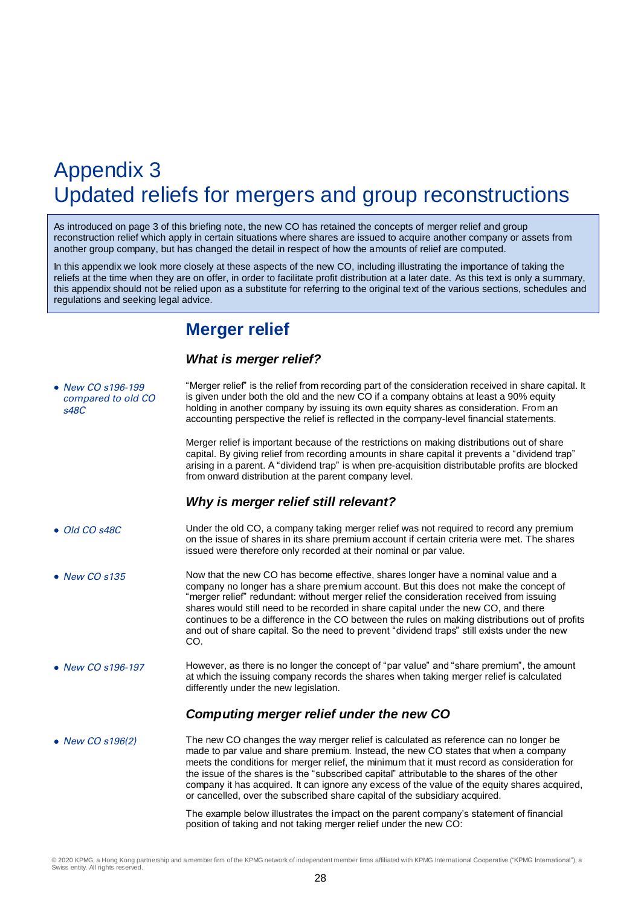# Appendix 3
# Updated reliefs for mergers and group reconstructions

As introduced on page 3 of this briefing note, the new CO has retained the concepts of merger relief and group reconstruction relief which apply in certain situations where shares are issued to acquire another company or assets from another group company, but has changed the detail in respect of how the amounts of relief are computed.

In this appendix we look more closely at these aspects of the new CO, including illustrating the importance of taking the reliefs at the time when they are on offer, in order to facilitate profit distribution at a later date. As this text is only a summary, this appendix should not be relied upon as a substitute for referring to the original text of the various sections, schedules and regulations and seeking legal advice.

## Merger relief

### *What is merger relief?*

- *New CO s196-199 compared to old CO s48C*

"Merger relief" is the relief from recording part of the consideration received in share capital. It is given under both the old and the new CO if a company obtains at least a 90% equity holding in another company by issuing its own equity shares as consideration. From an accounting perspective the relief is reflected in the company-level financial statements.

Merger relief is important because of the restrictions on making distributions out of share capital. By giving relief from recording amounts in share capital it prevents a "dividend trap" arising in a parent. A "dividend trap" is when pre-acquisition distributable profits are blocked from onward distribution at the parent company level.

### *Why is merger relief still relevant?*

- *Old CO s48C*

Under the old CO, a company taking merger relief was not required to record any premium on the issue of shares in its share premium account if certain criteria were met. The shares issued were therefore only recorded at their nominal or par value.

- *New CO s135*

Now that the new CO has become effective, shares longer have a nominal value and a company no longer has a share premium account. But this does not make the concept of "merger relief" redundant: without merger relief the consideration received from issuing shares would still need to be recorded in share capital under the new CO, and there continues to be a difference in the CO between the rules on making distributions out of profits and out of share capital. So the need to prevent "dividend traps" still exists under the new CO.

- *New CO s196-197*

However, as there is no longer the concept of "par value" and "share premium", the amount at which the issuing company records the shares when taking merger relief is calculated differently under the new legislation.

### *Computing merger relief under the new CO*

- *New CO s196(2)*

The new CO changes the way merger relief is calculated as reference can no longer be made to par value and share premium. Instead, the new CO states that when a company meets the conditions for merger relief, the minimum that it must record as consideration for the issue of the shares is the "subscribed capital" attributable to the shares of the other company it has acquired. It can ignore any excess of the value of the equity shares acquired, or cancelled, over the subscribed share capital of the subsidiary acquired.

The example below illustrates the impact on the parent company's statement of financial position of taking and not taking merger relief under the new CO: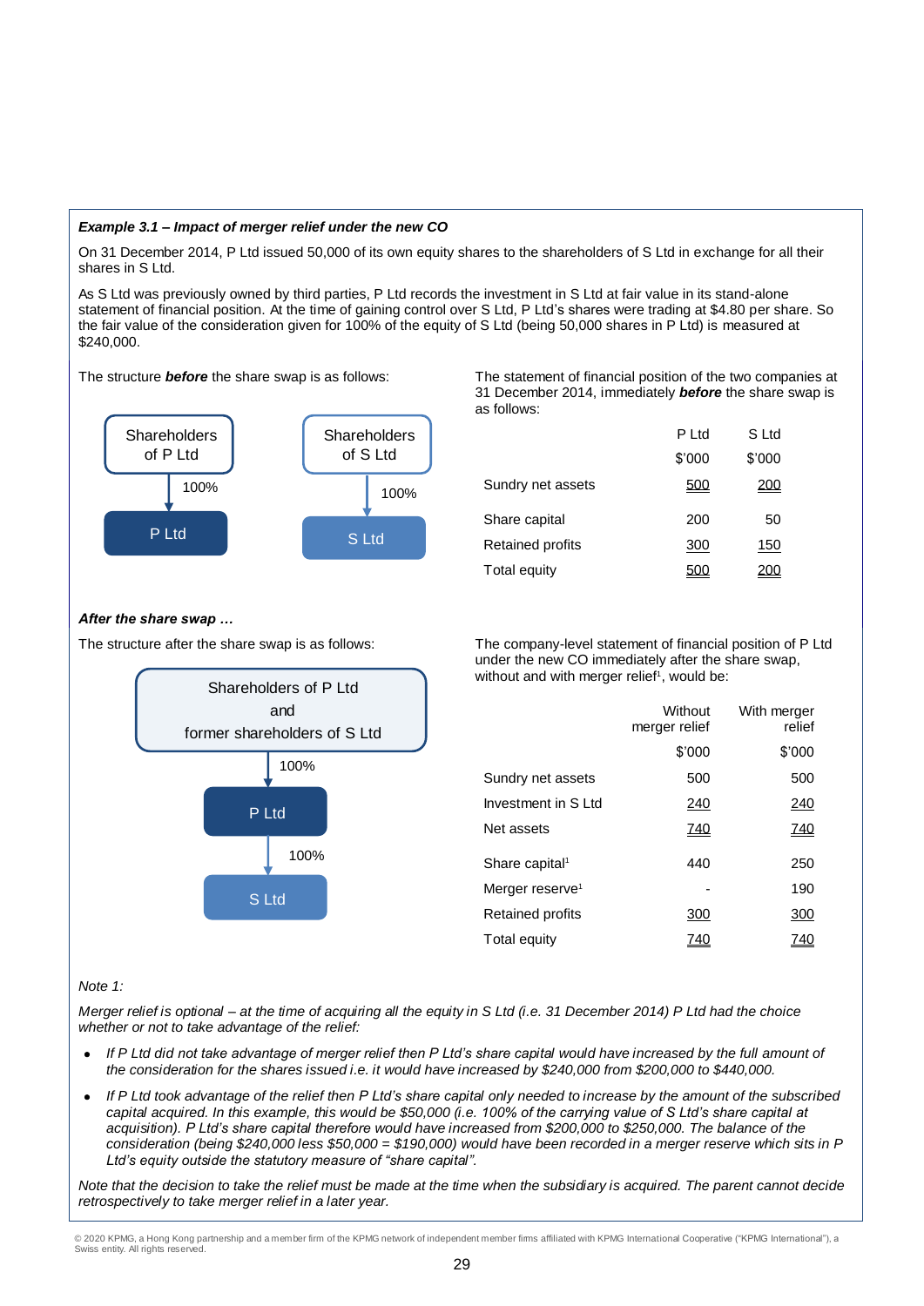***Example 3.1 – Impact of merger relief under the new CO***

On 31 December 2014, P Ltd issued 50,000 of its own equity shares to the shareholders of S Ltd in exchange for all their shares in S Ltd.

As S Ltd was previously owned by third parties, P Ltd records the investment in S Ltd at fair value in its stand-alone statement of financial position. At the time of gaining control over S Ltd, P Ltd's shares were trading at $4.80 per share. So the fair value of the consideration given for 100% of the equity of S Ltd (being 50,000 shares in P Ltd) is measured at $240,000.

The structure ***before*** the share swap is as follows:

Shareholders of P Ltd → 100% → P Ltd

Shareholders of S Ltd → 100% → S Ltd

The statement of financial position of the two companies at 31 December 2014, immediately ***before*** the share swap is as follows:

| | P Ltd | S Ltd |
|---|---|---|
| | $'000 | $'000 |
| Sundry net assets | 500 | 200 |
| Share capital | 200 | 50 |
| Retained profits | 300 | 150 |
| Total equity | 500 | 200 |

***After the share swap …***

The structure after the share swap is as follows:

Shareholders of P Ltd and former shareholders of S Ltd → 100% → P Ltd → 100% → S Ltd

The company-level statement of financial position of P Ltd under the new CO immediately after the share swap, without and with merger relief[1], would be:

| | Without merger relief | With merger relief |
|---|---|---|
| | $'000 | $'000 |
| Sundry net assets | 500 | 500 |
| Investment in S Ltd | 240 | 240 |
| Net assets | 740 | 740 |
| Share capital[1] | 440 | 250 |
| Merger reserve[1] | - | 190 |
| Retained profits | 300 | 300 |
| Total equity | 740 | 740 |

*Note 1:*

*Merger relief is optional – at the time of acquiring all the equity in S Ltd (i.e. 31 December 2014) P Ltd had the choice whether or not to take advantage of the relief:*

- *If P Ltd did not take advantage of merger relief then P Ltd's share capital would have increased by the full amount of the consideration for the shares issued i.e. it would have increased by $240,000 from $200,000 to $440,000.*
- *If P Ltd took advantage of the relief then P Ltd's share capital only needed to increase by the amount of the subscribed capital acquired. In this example, this would be $50,000 (i.e. 100% of the carrying value of S Ltd's share capital at acquisition). P Ltd's share capital therefore would have increased from $200,000 to $250,000. The balance of the consideration (being $240,000 less $50,000 = $190,000) would have been recorded in a merger reserve which sits in P Ltd's equity outside the statutory measure of "share capital".*

*Note that the decision to take the relief must be made at the time when the subsidiary is acquired. The parent cannot decide retrospectively to take merger relief in a later year.*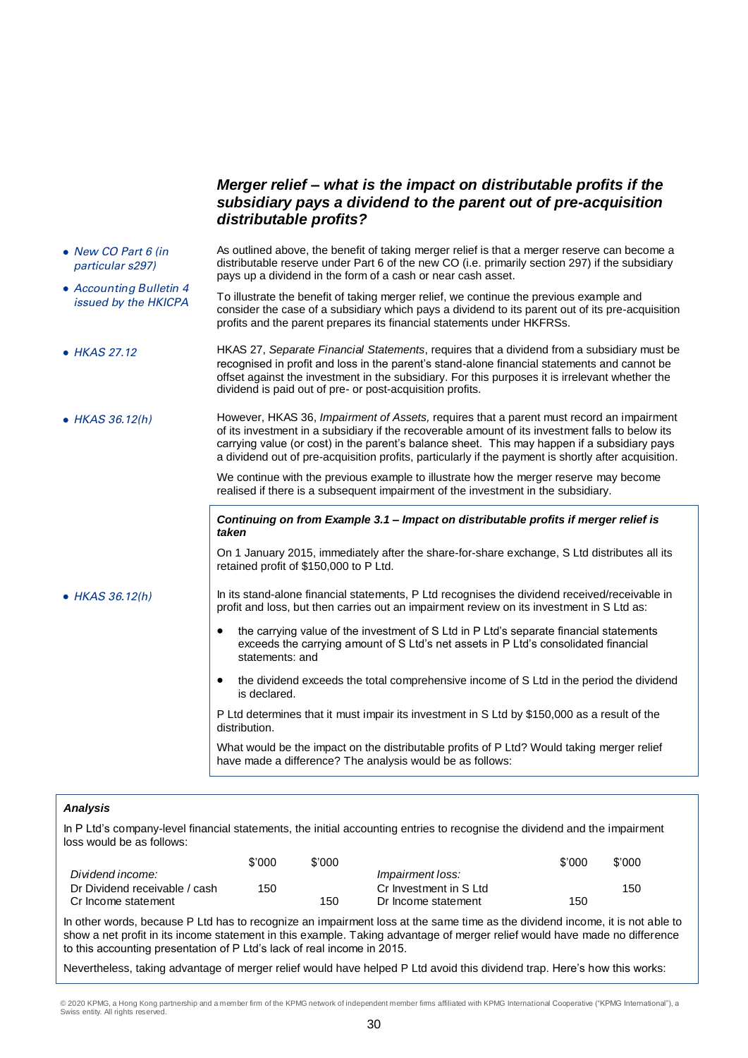### *Merger relief – what is the impact on distributable profits if the subsidiary pays a dividend to the parent out of pre-acquisition distributable profits?*

- *New CO Part 6 (in particular s297)*
- *Accounting Bulletin 4 issued by the HKICPA*

As outlined above, the benefit of taking merger relief is that a merger reserve can become a distributable reserve under Part 6 of the new CO (i.e. primarily section 297) if the subsidiary pays up a dividend in the form of a cash or near cash asset.

To illustrate the benefit of taking merger relief, we continue the previous example and consider the case of a subsidiary which pays a dividend to its parent out of its pre-acquisition profits and the parent prepares its financial statements under HKFRSs.

- *HKAS 27.12*

HKAS 27, *Separate Financial Statements*, requires that a dividend from a subsidiary must be recognised in profit and loss in the parent's stand-alone financial statements and cannot be offset against the investment in the subsidiary. For this purposes it is irrelevant whether the dividend is paid out of pre- or post-acquisition profits.

- *HKAS 36.12(h)*

However, HKAS 36, *Impairment of Assets,* requires that a parent must record an impairment of its investment in a subsidiary if the recoverable amount of its investment falls to below its carrying value (or cost) in the parent's balance sheet. This may happen if a subsidiary pays a dividend out of pre-acquisition profits, particularly if the payment is shortly after acquisition.

We continue with the previous example to illustrate how the merger reserve may become realised if there is a subsequent impairment of the investment in the subsidiary.

***Continuing on from Example 3.1 – Impact on distributable profits if merger relief is taken***

On 1 January 2015, immediately after the share-for-share exchange, S Ltd distributes all its retained profit of $150,000 to P Ltd.

- *HKAS 36.12(h)*

In its stand-alone financial statements, P Ltd recognises the dividend received/receivable in profit and loss, but then carries out an impairment review on its investment in S Ltd as:

- the carrying value of the investment of S Ltd in P Ltd's separate financial statements exceeds the carrying amount of S Ltd's net assets in P Ltd's consolidated financial statements: and
- the dividend exceeds the total comprehensive income of S Ltd in the period the dividend is declared.

P Ltd determines that it must impair its investment in S Ltd by $150,000 as a result of the distribution.

What would be the impact on the distributable profits of P Ltd? Would taking merger relief have made a difference? The analysis would be as follows:

***Analysis***

In P Ltd's company-level financial statements, the initial accounting entries to recognise the dividend and the impairment loss would be as follows:

| | $'000 | $'000 | | $'000 | $'000 |
|---|---|---|---|---|---|
| *Dividend income:* | | | *Impairment loss:* | | |
| Dr Dividend receivable / cash | 150 | | Cr Investment in S Ltd | | 150 |
| Cr Income statement | | 150 | Dr Income statement | 150 | |

In other words, because P Ltd has to recognize an impairment loss at the same time as the dividend income, it is not able to show a net profit in its income statement in this example. Taking advantage of merger relief would have made no difference to this accounting presentation of P Ltd's lack of real income in 2015.

Nevertheless, taking advantage of merger relief would have helped P Ltd avoid this dividend trap. Here's how this works: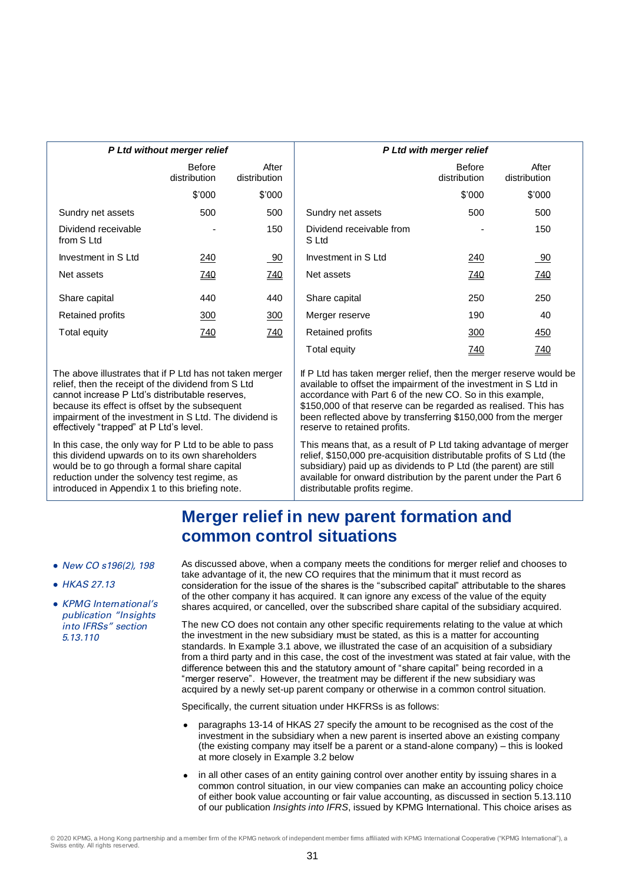| ***P Ltd without merger relief*** | | | ***P Ltd with merger relief*** | | |
|---|---|---|---|---|---|
| | Before distribution | After distribution | | Before distribution | After distribution |
| | $'000 | $'000 | | $'000 | $'000 |
| Sundry net assets | 500 | 500 | Sundry net assets | 500 | 500 |
| Dividend receivable from S Ltd | - | 150 | Dividend receivable from S Ltd | - | 150 |
| Investment in S Ltd | 240 | 90 | Investment in S Ltd | 240 | 90 |
| Net assets | 740 | 740 | Net assets | 740 | 740 |
| Share capital | 440 | 440 | Share capital | 250 | 250 |
| Retained profits | 300 | 300 | Merger reserve | 190 | 40 |
| Total equity | 740 | 740 | Retained profits | 300 | 450 |
| | | | Total equity | 740 | 740 |

The above illustrates that if P Ltd has not taken merger relief, then the receipt of the dividend from S Ltd cannot increase P Ltd's distributable reserves, because its effect is offset by the subsequent impairment of the investment in S Ltd. The dividend is effectively "trapped" at P Ltd's level.

In this case, the only way for P Ltd to be able to pass this dividend upwards on to its own shareholders would be to go through a formal share capital reduction under the solvency test regime, as introduced in Appendix 1 to this briefing note.

If P Ltd has taken merger relief, then the merger reserve would be available to offset the impairment of the investment in S Ltd in accordance with Part 6 of the new CO. So in this example, $150,000 of that reserve can be regarded as realised. This has been reflected above by transferring $150,000 from the merger reserve to retained profits.

This means that, as a result of P Ltd taking advantage of merger relief, $150,000 pre-acquisition distributable profits of S Ltd (the subsidiary) paid up as dividends to P Ltd (the parent) are still available for onward distribution by the parent under the Part 6 distributable profits regime.

## Merger relief in new parent formation and common control situations

- *New CO s196(2), 198*
- *HKAS 27.13*
- *KPMG International's publication "Insights into IFRSs" section 5.13.110*

As discussed above, when a company meets the conditions for merger relief and chooses to take advantage of it, the new CO requires that the minimum that it must record as consideration for the issue of the shares is the "subscribed capital" attributable to the shares of the other company it has acquired. It can ignore any excess of the value of the equity shares acquired, or cancelled, over the subscribed share capital of the subsidiary acquired.

The new CO does not contain any other specific requirements relating to the value at which the investment in the new subsidiary must be stated, as this is a matter for accounting standards. In Example 3.1 above, we illustrated the case of an acquisition of a subsidiary from a third party and in this case, the cost of the investment was stated at fair value, with the difference between this and the statutory amount of "share capital" being recorded in a "merger reserve". However, the treatment may be different if the new subsidiary was acquired by a newly set-up parent company or otherwise in a common control situation.

Specifically, the current situation under HKFRSs is as follows:

- paragraphs 13-14 of HKAS 27 specify the amount to be recognised as the cost of the investment in the subsidiary when a new parent is inserted above an existing company (the existing company may itself be a parent or a stand-alone company) – this is looked at more closely in Example 3.2 below
- in all other cases of an entity gaining control over another entity by issuing shares in a common control situation, in our view companies can make an accounting policy choice of either book value accounting or fair value accounting, as discussed in section 5.13.110 of our publication *Insights into IFRS*, issued by KPMG International. This choice arises as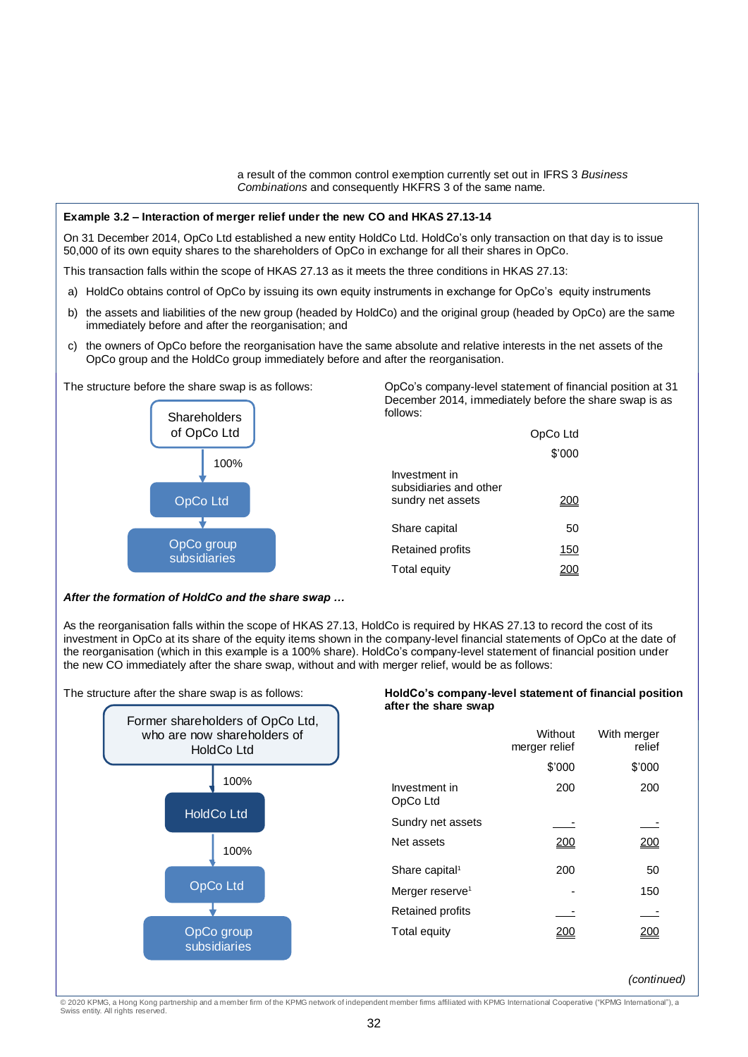a result of the common control exemption currently set out in IFRS 3 *Business Combinations* and consequently HKFRS 3 of the same name.

**Example 3.2 – Interaction of merger relief under the new CO and HKAS 27.13-14**

On 31 December 2014, OpCo Ltd established a new entity HoldCo Ltd. HoldCo's only transaction on that day is to issue 50,000 of its own equity shares to the shareholders of OpCo in exchange for all their shares in OpCo.

This transaction falls within the scope of HKAS 27.13 as it meets the three conditions in HKAS 27.13:

a) HoldCo obtains control of OpCo by issuing its own equity instruments in exchange for OpCo's equity instruments

b) the assets and liabilities of the new group (headed by HoldCo) and the original group (headed by OpCo) are the same immediately before and after the reorganisation; and

c) the owners of OpCo before the reorganisation have the same absolute and relative interests in the net assets of the OpCo group and the HoldCo group immediately before and after the reorganisation.

The structure before the share swap is as follows:

Shareholders of OpCo Ltd → (100%) → OpCo Ltd → OpCo group subsidiaries

OpCo's company-level statement of financial position at 31 December 2014, immediately before the share swap is as follows:

| | OpCo Ltd |
|---|---|
| | $'000 |
| Investment in subsidiaries and other sundry net assets | 200 |
| Share capital | 50 |
| Retained profits | 150 |
| Total equity | 200 |

***After the formation of HoldCo and the share swap …***

As the reorganisation falls within the scope of HKAS 27.13, HoldCo is required by HKAS 27.13 to record the cost of its investment in OpCo at its share of the equity items shown in the company-level financial statements of OpCo at the date of the reorganisation (which in this example is a 100% share). HoldCo's company-level statement of financial position under the new CO immediately after the share swap, without and with merger relief, would be as follows:

The structure after the share swap is as follows:

Former shareholders of OpCo Ltd, who are now shareholders of HoldCo Ltd → (100%) → HoldCo Ltd → (100%) → OpCo Ltd → OpCo group subsidiaries

**HoldCo's company-level statement of financial position after the share swap**

| | Without merger relief | With merger relief |
|---|---|---|
| | $'000 | $'000 |
| Investment in OpCo Ltd | 200 | 200 |
| Sundry net assets | - | - |
| Net assets | 200 | 200 |
| Share capital[1] | 200 | 50 |
| Merger reserve[1] | - | 150 |
| Retained profits | - | - |
| Total equity | 200 | 200 |

*(continued)*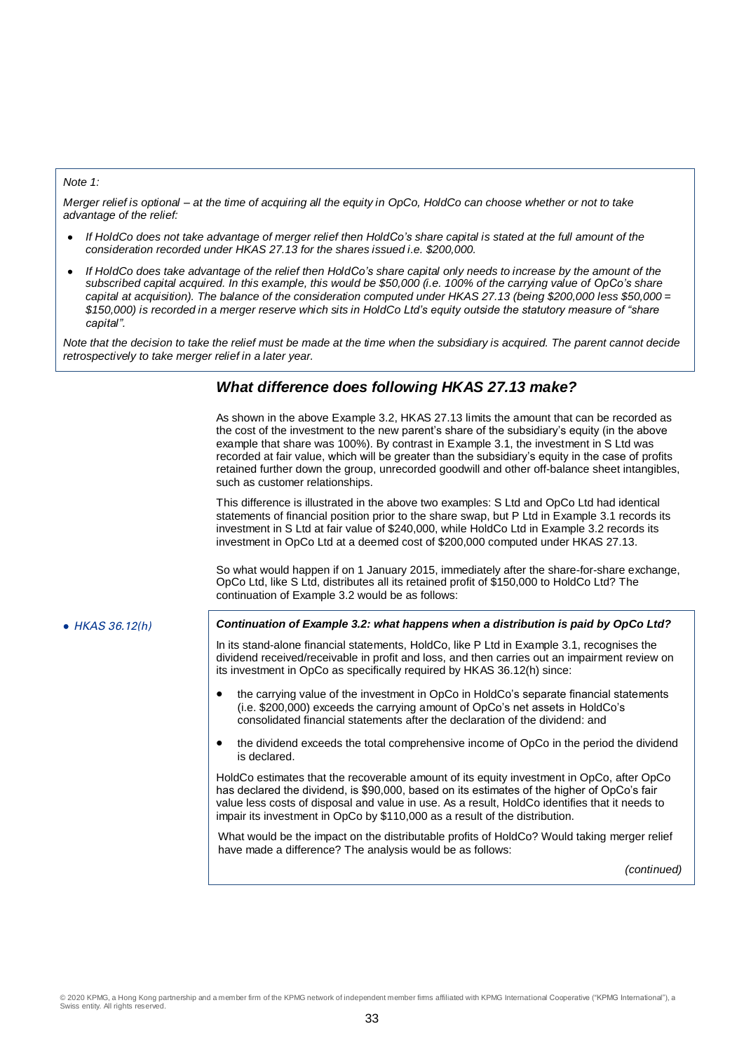*Note 1:*

*Merger relief is optional – at the time of acquiring all the equity in OpCo, HoldCo can choose whether or not to take advantage of the relief:*

- *If HoldCo does not take advantage of merger relief then HoldCo's share capital is stated at the full amount of the consideration recorded under HKAS 27.13 for the shares issued i.e. $200,000.*
- *If HoldCo does take advantage of the relief then HoldCo's share capital only needs to increase by the amount of the subscribed capital acquired. In this example, this would be $50,000 (i.e. 100% of the carrying value of OpCo's share capital at acquisition). The balance of the consideration computed under HKAS 27.13 (being $200,000 less $50,000 = $150,000) is recorded in a merger reserve which sits in HoldCo Ltd's equity outside the statutory measure of "share capital".*

*Note that the decision to take the relief must be made at the time when the subsidiary is acquired. The parent cannot decide retrospectively to take merger relief in a later year.*

## *What difference does following HKAS 27.13 make?*

As shown in the above Example 3.2, HKAS 27.13 limits the amount that can be recorded as the cost of the investment to the new parent's share of the subsidiary's equity (in the above example that share was 100%). By contrast in Example 3.1, the investment in S Ltd was recorded at fair value, which will be greater than the subsidiary's equity in the case of profits retained further down the group, unrecorded goodwill and other off-balance sheet intangibles, such as customer relationships.

This difference is illustrated in the above two examples: S Ltd and OpCo Ltd had identical statements of financial position prior to the share swap, but P Ltd in Example 3.1 records its investment in S Ltd at fair value of $240,000, while HoldCo Ltd in Example 3.2 records its investment in OpCo Ltd at a deemed cost of $200,000 computed under HKAS 27.13.

So what would happen if on 1 January 2015, immediately after the share-for-share exchange, OpCo Ltd, like S Ltd, distributes all its retained profit of $150,000 to HoldCo Ltd? The continuation of Example 3.2 would be as follows:

- *HKAS 36.12(h)*

***Continuation of Example 3.2: what happens when a distribution is paid by OpCo Ltd?***

In its stand-alone financial statements, HoldCo, like P Ltd in Example 3.1, recognises the dividend received/receivable in profit and loss, and then carries out an impairment review on its investment in OpCo as specifically required by HKAS 36.12(h) since:

- the carrying value of the investment in OpCo in HoldCo's separate financial statements (i.e. $200,000) exceeds the carrying amount of OpCo's net assets in HoldCo's consolidated financial statements after the declaration of the dividend: and
- the dividend exceeds the total comprehensive income of OpCo in the period the dividend is declared.

HoldCo estimates that the recoverable amount of its equity investment in OpCo, after OpCo has declared the dividend, is $90,000, based on its estimates of the higher of OpCo's fair value less costs of disposal and value in use. As a result, HoldCo identifies that it needs to impair its investment in OpCo by $110,000 as a result of the distribution.

What would be the impact on the distributable profits of HoldCo? Would taking merger relief have made a difference? The analysis would be as follows:

*(continued)*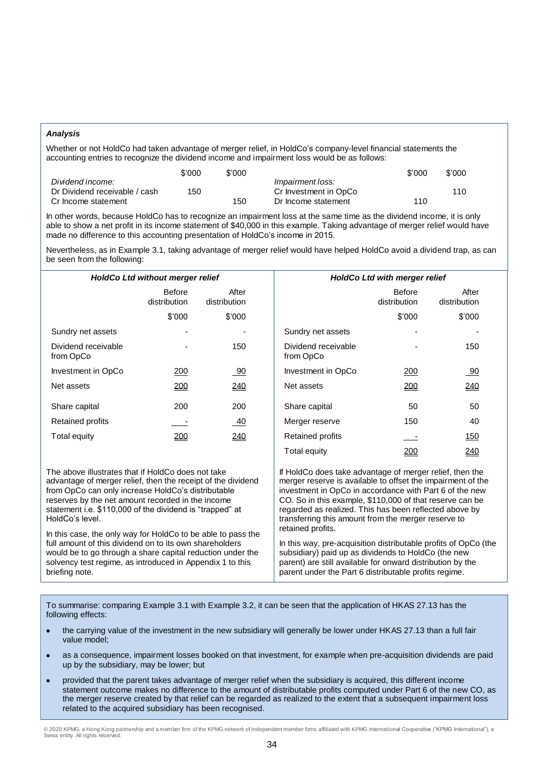***Analysis***

Whether or not HoldCo had taken advantage of merger relief, in HoldCo's company-level financial statements the accounting entries to recognize the dividend income and impairment loss would be as follows:

| | $'000 | $'000 | | $'000 | $'000 |
|---|---|---|---|---|---|
| *Dividend income:* | | | *Impairment loss:* | | |
| Dr Dividend receivable / cash | 150 | | Cr Investment in OpCo | | 110 |
| Cr Income statement | | 150 | Dr Income statement | 110 | |

In other words, because HoldCo has to recognize an impairment loss at the same time as the dividend income, it is only able to show a net profit in its income statement of $40,000 in this example. Taking advantage of merger relief would have made no difference to this accounting presentation of HoldCo's income in 2015.

Nevertheless, as in Example 3.1, taking advantage of merger relief would have helped HoldCo avoid a dividend trap, as can be seen from the following:

***HoldCo Ltd without merger relief***

| | Before distribution | After distribution |
|---|---|---|
| | $'000 | $'000 |
| Sundry net assets | - | - |
| Dividend receivable from OpCo | - | 150 |
| Investment in OpCo | 200 | 90 |
| Net assets | 200 | 240 |
| Share capital | 200 | 200 |
| Retained profits | - | 40 |
| Total equity | 200 | 240 |

The above illustrates that if HoldCo does not take advantage of merger relief, then the receipt of the dividend from OpCo can only increase HoldCo's distributable reserves by the net amount recorded in the income statement i.e. $110,000 of the dividend is "trapped" at HoldCo's level.

In this case, the only way for HoldCo to be able to pass the full amount of this dividend on to its own shareholders would be to go through a share capital reduction under the solvency test regime, as introduced in Appendix 1 to this briefing note.

***HoldCo Ltd with merger relief***

| | Before distribution | After distribution |
|---|---|---|
| | $'000 | $'000 |
| Sundry net assets | - | - |
| Dividend receivable from OpCo | - | 150 |
| Investment in OpCo | 200 | 90 |
| Net assets | 200 | 240 |
| Share capital | 50 | 50 |
| Merger reserve | 150 | 40 |
| Retained profits | - | 150 |
| Total equity | 200 | 240 |

If HoldCo does take advantage of merger relief, then the merger reserve is available to offset the impairment of the investment in OpCo in accordance with Part 6 of the new CO. So in this example, $110,000 of that reserve can be regarded as realized. This has been reflected above by transferring this amount from the merger reserve to retained profits.

In this way, pre-acquisition distributable profits of OpCo (the subsidiary) paid up as dividends to HoldCo (the new parent) are still available for onward distribution by the parent under the Part 6 distributable profits regime.

To summarise: comparing Example 3.1 with Example 3.2, it can be seen that the application of HKAS 27.13 has the following effects:

- the carrying value of the investment in the new subsidiary will generally be lower under HKAS 27.13 than a full fair value model;
- as a consequence, impairment losses booked on that investment, for example when pre-acquisition dividends are paid up by the subsidiary, may be lower; but
- provided that the parent takes advantage of merger relief when the subsidiary is acquired, this different income statement outcome makes no difference to the amount of distributable profits computed under Part 6 of the new CO, as the merger reserve created by that relief can be regarded as realized to the extent that a subsequent impairment loss related to the acquired subsidiary has been recognised.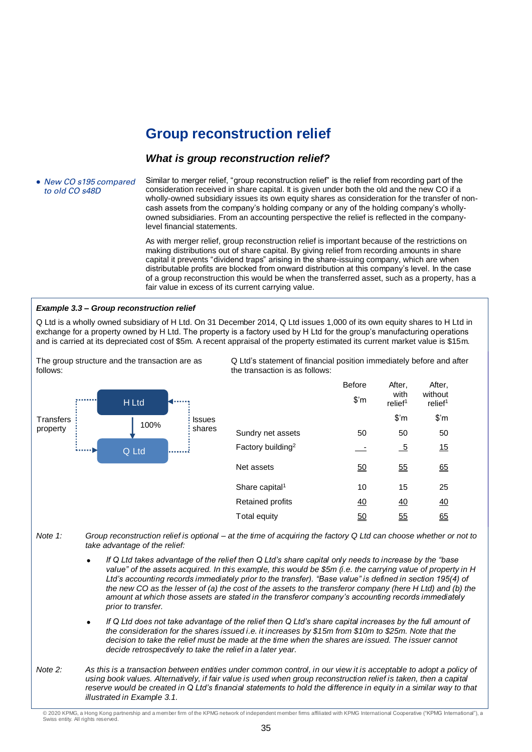# Group reconstruction relief

## *What is group reconstruction relief?*

- *New CO s195 compared to old CO s48D*

Similar to merger relief, "group reconstruction relief" is the relief from recording part of the consideration received in share capital. It is given under both the old and the new CO if a wholly-owned subsidiary issues its own equity shares as consideration for the transfer of non-cash assets from the company's holding company or any of the holding company's wholly-owned subsidiaries. From an accounting perspective the relief is reflected in the company-level financial statements.

As with merger relief, group reconstruction relief is important because of the restrictions on making distributions out of share capital. By giving relief from recording amounts in share capital it prevents "dividend traps" arising in the share-issuing company, which are when distributable profits are blocked from onward distribution at this company's level. In the case of a group reconstruction this would be when the transferred asset, such as a property, has a fair value in excess of its current carrying value.

***Example 3.3 – Group reconstruction relief***

Q Ltd is a wholly owned subsidiary of H Ltd. On 31 December 2014, Q Ltd issues 1,000 of its own equity shares to H Ltd in exchange for a property owned by H Ltd. The property is a factory used by H Ltd for the group's manufacturing operations and is carried at its depreciated cost of $5m. A recent appraisal of the property estimated its current market value is $15m.

The group structure and the transaction are as follows:

H Ltd → 100% → Q Ltd; H Ltd transfers property to Q Ltd; Q Ltd issues shares to H Ltd.

Q Ltd's statement of financial position immediately before and after the transaction is as follows:

| | Before $'m | After, with relief[1] $'m | After, without relief[1] $'m |
|---|---|---|---|
| Sundry net assets | 50 | 50 | 50 |
| Factory building[2] | - | 5 | 15 |
| Net assets | 50 | 55 | 65 |
| Share capital[1] | 10 | 15 | 25 |
| Retained profits | 40 | 40 | 40 |
| Total equity | 50 | 55 | 65 |

Note 1: *Group reconstruction relief is optional – at the time of acquiring the factory Q Ltd can choose whether or not to take advantage of the relief:*

- *If Q Ltd takes advantage of the relief then Q Ltd's share capital only needs to increase by the "base value" of the assets acquired. In this example, this would be $5m (i.e. the carrying value of property in H Ltd's accounting records immediately prior to the transfer). "Base value" is defined in section 195(4) of the new CO as the lesser of (a) the cost of the assets to the transferor company (here H Ltd) and (b) the amount at which those assets are stated in the transferor company's accounting records immediately prior to transfer.*
- *If Q Ltd does not take advantage of the relief then Q Ltd's share capital increases by the full amount of the consideration for the shares issued i.e. it increases by $15m from $10m to $25m. Note that the decision to take the relief must be made at the time when the shares are issued. The issuer cannot decide retrospectively to take the relief in a later year.*

Note 2: *As this is a transaction between entities under common control, in our view it is acceptable to adopt a policy of using book values. Alternatively, if fair value is used when group reconstruction relief is taken, then a capital reserve would be created in Q Ltd's financial statements to hold the difference in equity in a similar way to that illustrated in Example 3.1.*

© 2020 KPMG, a Hong Kong partnership and a member firm of the KPMG network of independent member firms affiliated with KPMG International Cooperative ("KPMG International"), a Swiss entity. All rights reserved.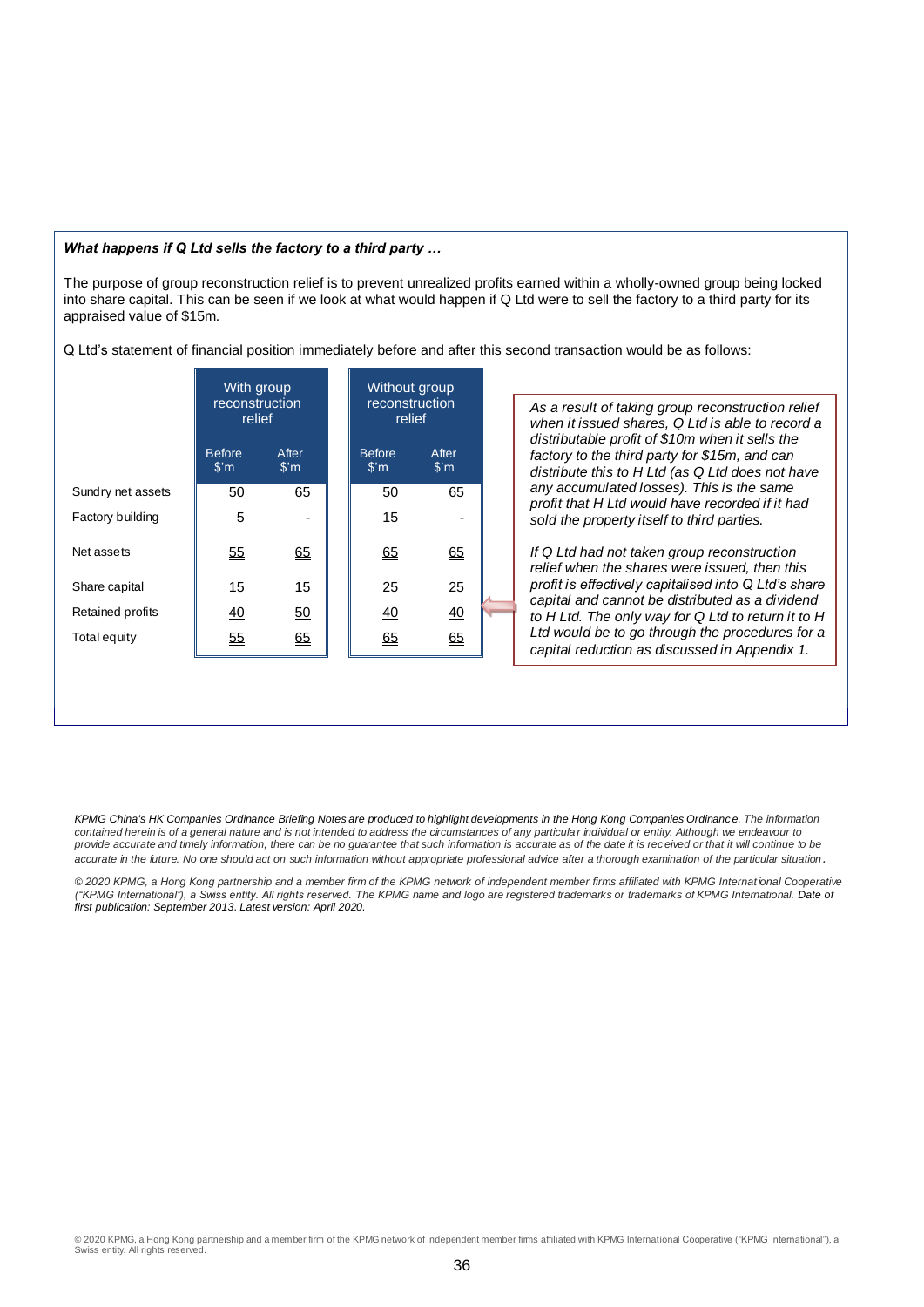***What happens if Q Ltd sells the factory to a third party …***

The purpose of group reconstruction relief is to prevent unrealized profits earned within a wholly-owned group being locked into share capital. This can be seen if we look at what would happen if Q Ltd were to sell the factory to a third party for its appraised value of $15m.

Q Ltd's statement of financial position immediately before and after this second transaction would be as follows:

| | With group reconstruction relief | | Without group reconstruction relief | |
|---|---|---|---|---|
| | Before $'m | After $'m | Before $'m | After $'m |
| Sundry net assets | 50 | 65 | 50 | 65 |
| Factory building | 5 | - | 15 | - |
| Net assets | 55 | 65 | 65 | 65 |
| Share capital | 15 | 15 | 25 | 25 |
| Retained profits | 40 | 50 | 40 | 40 |
| Total equity | 55 | 65 | 65 | 65 |

*As a result of taking group reconstruction relief when it issued shares, Q Ltd is able to record a distributable profit of $10m when it sells the factory to the third party for $15m, and can distribute this to H Ltd (as Q Ltd does not have any accumulated losses). This is the same profit that H Ltd would have recorded if it had sold the property itself to third parties.*

*If Q Ltd had not taken group reconstruction relief when the shares were issued, then this profit is effectively capitalised into Q Ltd's share capital and cannot be distributed as a dividend to H Ltd. The only way for Q Ltd to return it to H Ltd would be to go through the procedures for a capital reduction as discussed in Appendix 1.*

*KPMG China's HK Companies Ordinance Briefing Notes are produced to highlight developments in the Hong Kong Companies Ordinance. The information contained herein is of a general nature and is not intended to address the circumstances of any particular individual or entity. Although we endeavour to provide accurate and timely information, there can be no guarantee that such information is accurate as of the date it is received or that it will continue to be accurate in the future. No one should act on such information without appropriate professional advice after a thorough examination of the particular situation.*

*© 2020 KPMG, a Hong Kong partnership and a member firm of the KPMG network of independent member firms affiliated with KPMG International Cooperative ("KPMG International"), a Swiss entity. All rights reserved. The KPMG name and logo are registered trademarks or trademarks of KPMG International. Date of first publication: September 2013. Latest version: April 2020.*